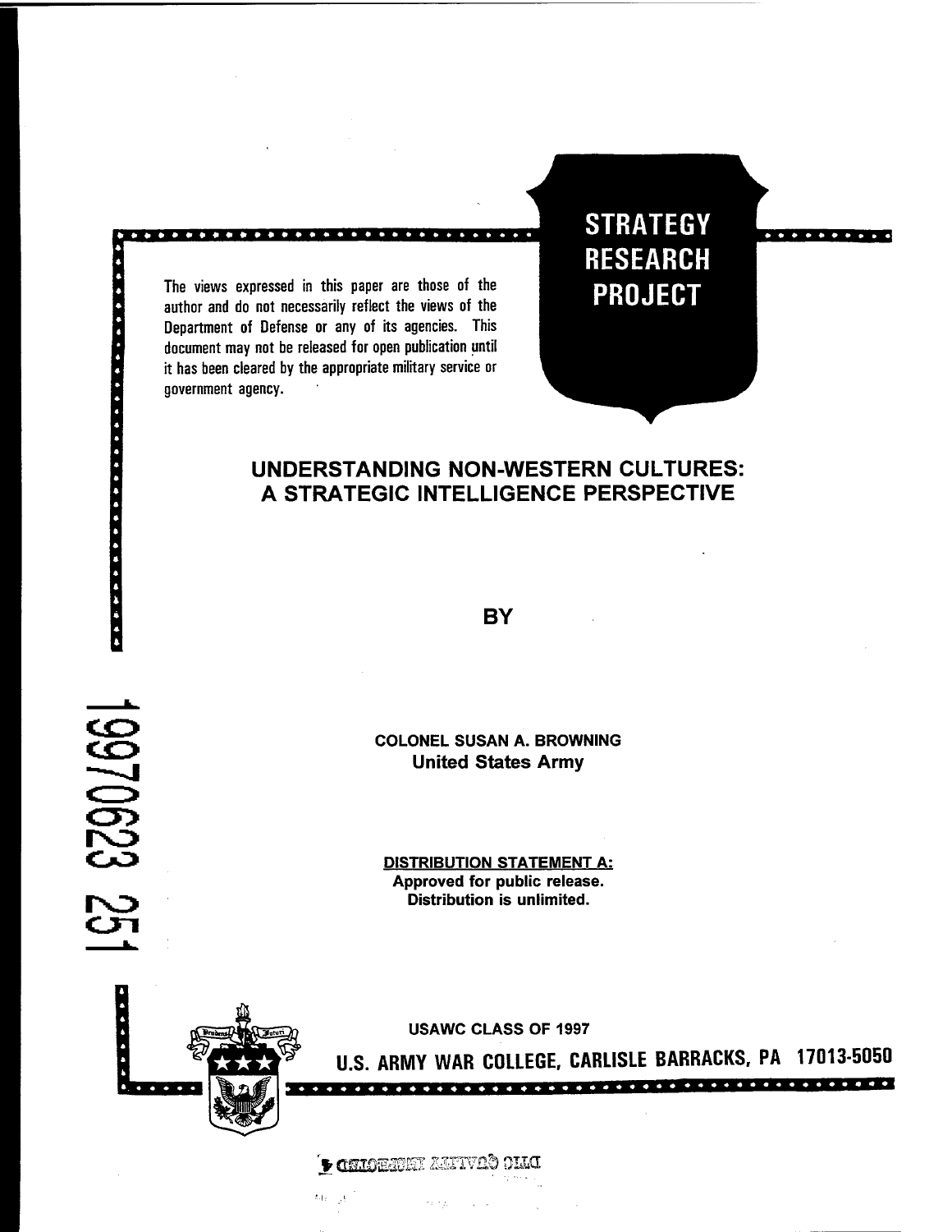**STRATEGY RESEARCH PROJECT**

The views expressed in this paper are those of the author and do not necessarily reflect the views of the Department of Defense or any of its agencies. This document may not be released for open publication until it has been cleared by the appropriate military service or government agency.

# UNDERSTANDING NON-WESTERN CULTURES: A STRATEGIC INTELLIGENCE PERSPECTIVE

BY

COLONEL SUSAN A. BROWNING
United States Army

19970623 251

DISTRIBUTION STATEMENT A:
Approved for public release.
Distribution is unlimited.

USAWC CLASS OF 1997

U.S. ARMY WAR COLLEGE, CARLISLE BARRACKS, PA 17013-5050

DTIC QUALITY INSPECTED 4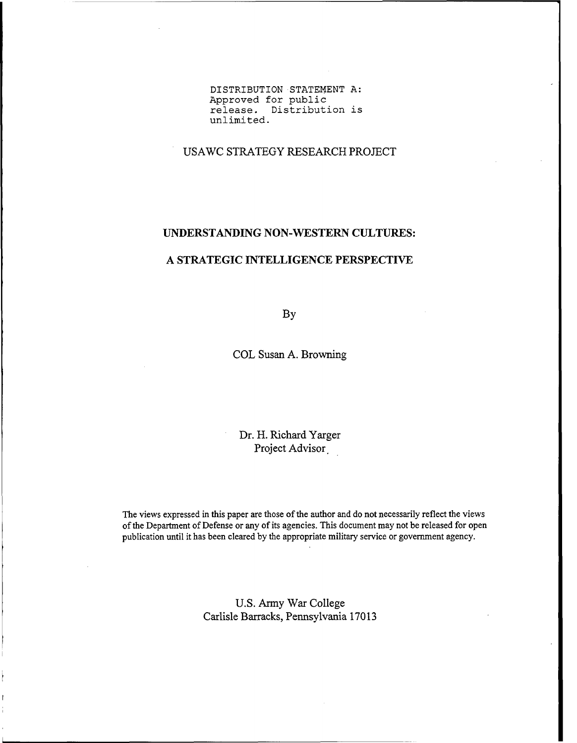DISTRIBUTION STATEMENT A:
Approved for public release. Distribution is unlimited.

USAWC STRATEGY RESEARCH PROJECT

# UNDERSTANDING NON-WESTERN CULTURES:

# A STRATEGIC INTELLIGENCE PERSPECTIVE

By

COL Susan A. Browning

Dr. H. Richard Yarger
Project Advisor

The views expressed in this paper are those of the author and do not necessarily reflect the views of the Department of Defense or any of its agencies. This document may not be released for open publication until it has been cleared by the appropriate military service or government agency.

U.S. Army War College
Carlisle Barracks, Pennsylvania 17013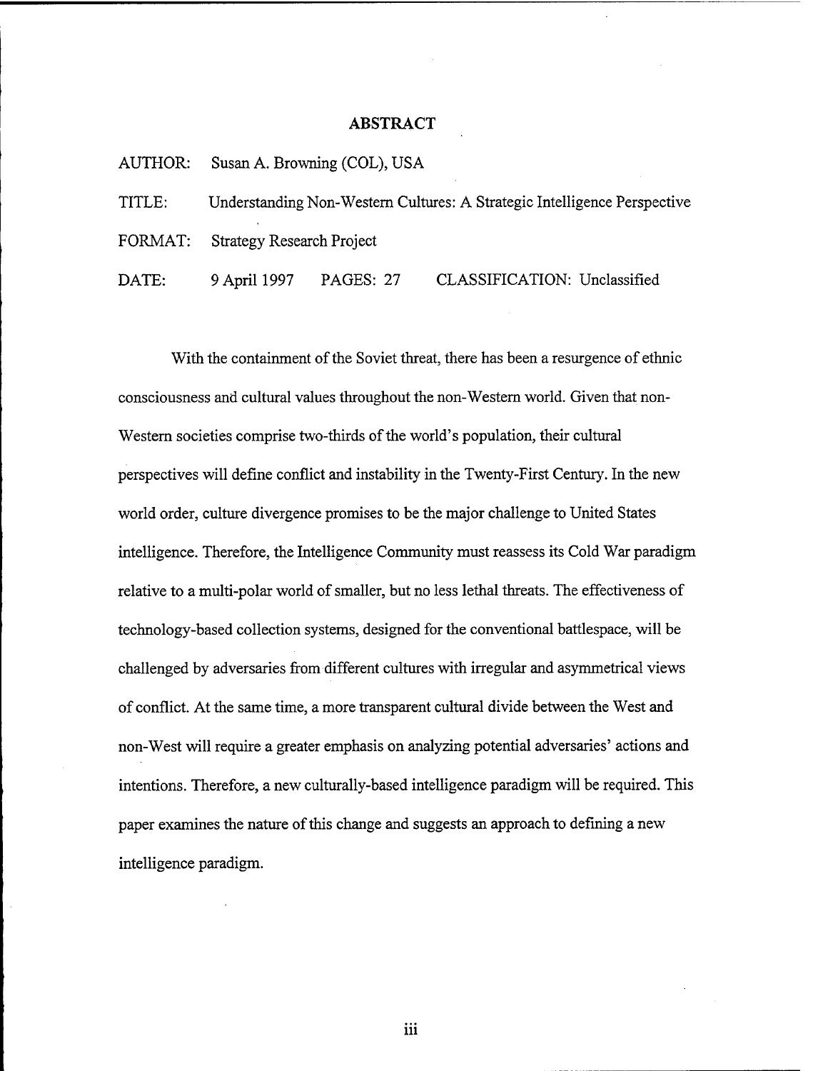# ABSTRACT

AUTHOR: Susan A. Browning (COL), USA

TITLE: Understanding Non-Western Cultures: A Strategic Intelligence Perspective

FORMAT: Strategy Research Project

DATE: 9 April 1997 PAGES: 27 CLASSIFICATION: Unclassified

With the containment of the Soviet threat, there has been a resurgence of ethnic consciousness and cultural values throughout the non-Western world. Given that non-Western societies comprise two-thirds of the world's population, their cultural perspectives will define conflict and instability in the Twenty-First Century. In the new world order, culture divergence promises to be the major challenge to United States intelligence. Therefore, the Intelligence Community must reassess its Cold War paradigm relative to a multi-polar world of smaller, but no less lethal threats. The effectiveness of technology-based collection systems, designed for the conventional battlespace, will be challenged by adversaries from different cultures with irregular and asymmetrical views of conflict. At the same time, a more transparent cultural divide between the West and non-West will require a greater emphasis on analyzing potential adversaries' actions and intentions. Therefore, a new culturally-based intelligence paradigm will be required. This paper examines the nature of this change and suggests an approach to defining a new intelligence paradigm.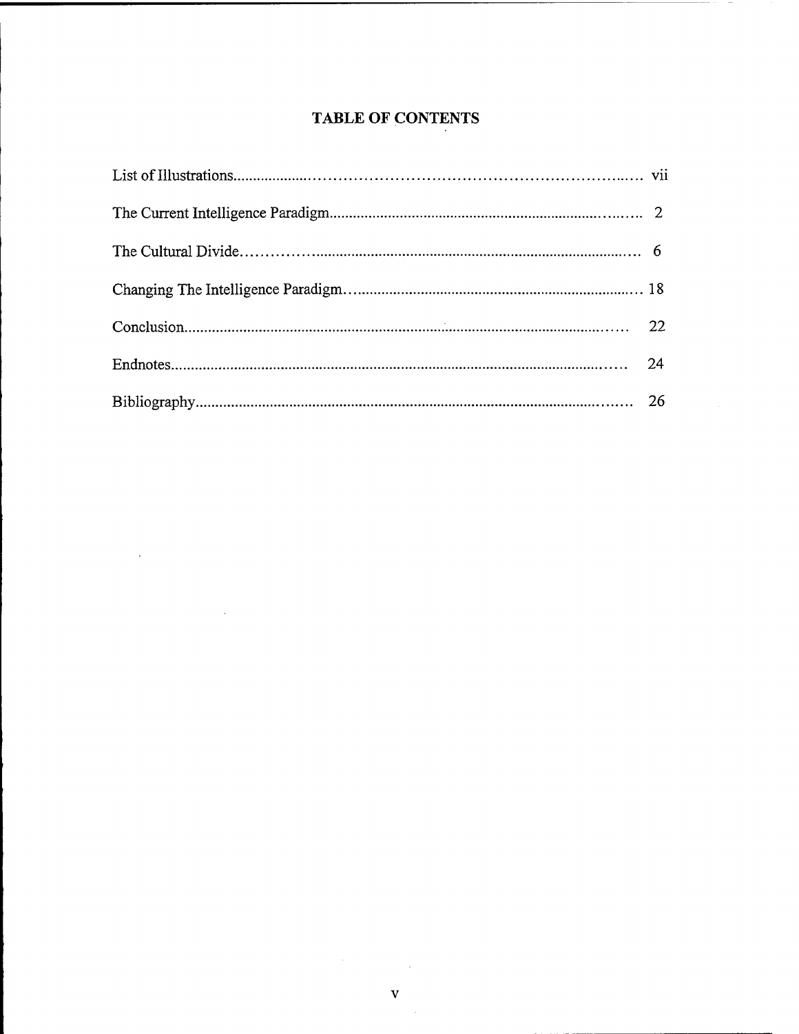# TABLE OF CONTENTS

| | |
|---|---|
| List of Illustrations | vii |
| The Current Intelligence Paradigm | 2 |
| The Cultural Divide | 6 |
| Changing The Intelligence Paradigm | 18 |
| Conclusion | 22 |
| Endnotes | 24 |
| Bibliography | 26 |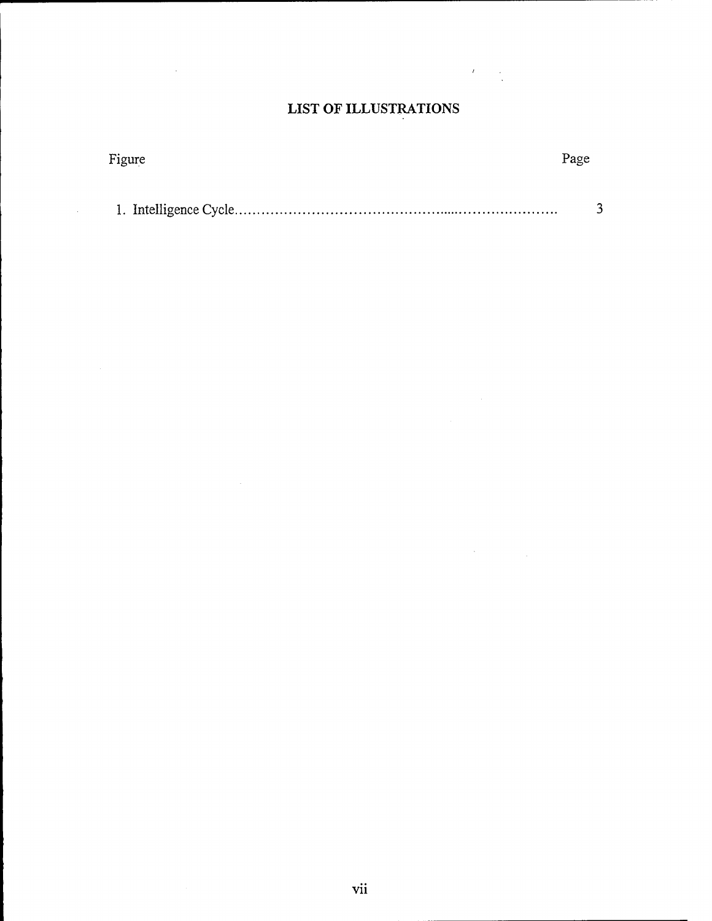# LIST OF ILLUSTRATIONS

| Figure | Page |
|---|---|
| 1. Intelligence Cycle | 3 |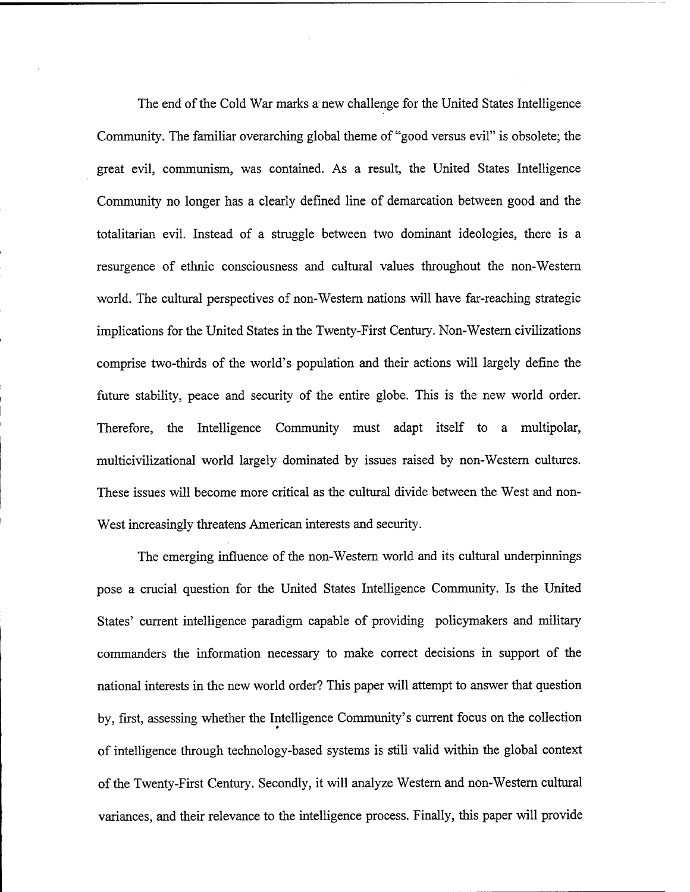The end of the Cold War marks a new challenge for the United States Intelligence Community. The familiar overarching global theme of "good versus evil" is obsolete; the great evil, communism, was contained. As a result, the United States Intelligence Community no longer has a clearly defined line of demarcation between good and the totalitarian evil. Instead of a struggle between two dominant ideologies, there is a resurgence of ethnic consciousness and cultural values throughout the non-Western world. The cultural perspectives of non-Western nations will have far-reaching strategic implications for the United States in the Twenty-First Century. Non-Western civilizations comprise two-thirds of the world's population and their actions will largely define the future stability, peace and security of the entire globe. This is the new world order. Therefore, the Intelligence Community must adapt itself to a multipolar, multicivilizational world largely dominated by issues raised by non-Western cultures. These issues will become more critical as the cultural divide between the West and non-West increasingly threatens American interests and security.

The emerging influence of the non-Western world and its cultural underpinnings pose a crucial question for the United States Intelligence Community. Is the United States' current intelligence paradigm capable of providing policymakers and military commanders the information necessary to make correct decisions in support of the national interests in the new world order? This paper will attempt to answer that question by, first, assessing whether the Intelligence Community's current focus on the collection of intelligence through technology-based systems is still valid within the global context of the Twenty-First Century. Secondly, it will analyze Western and non-Western cultural variances, and their relevance to the intelligence process. Finally, this paper will provide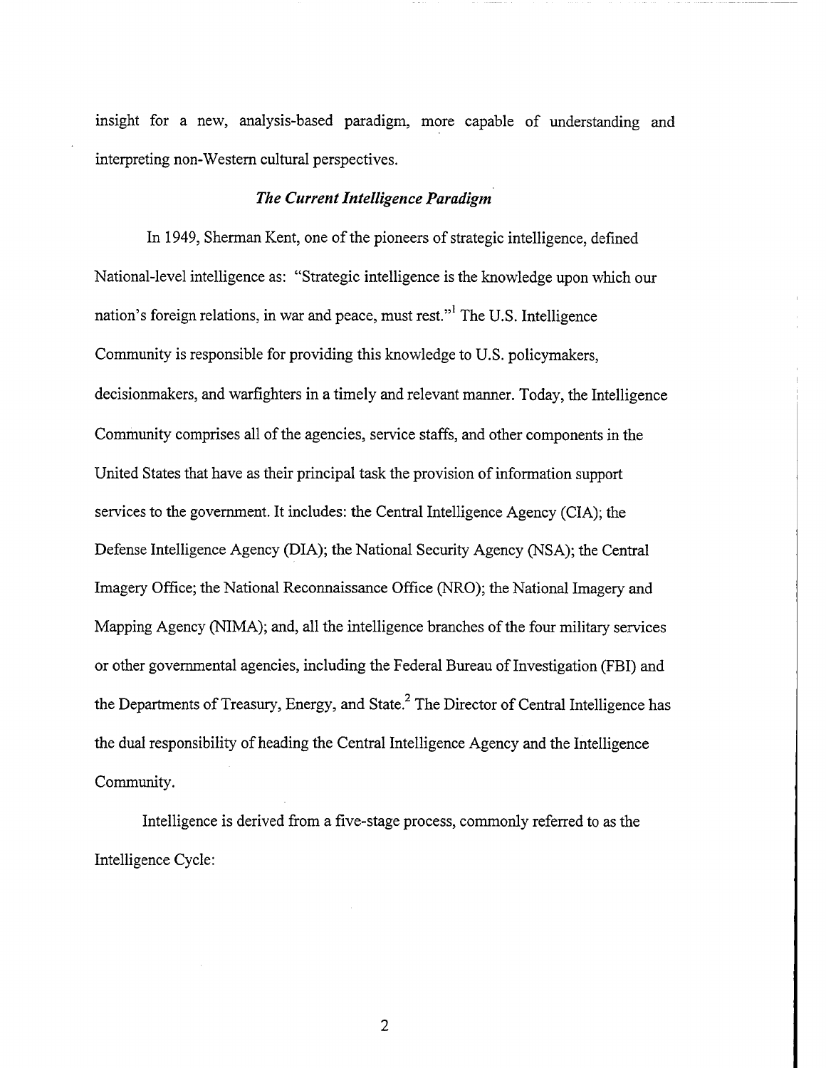insight for a new, analysis-based paradigm, more capable of understanding and interpreting non-Western cultural perspectives.

### *The Current Intelligence Paradigm*

In 1949, Sherman Kent, one of the pioneers of strategic intelligence, defined National-level intelligence as: "Strategic intelligence is the knowledge upon which our nation's foreign relations, in war and peace, must rest."[1] The U.S. Intelligence Community is responsible for providing this knowledge to U.S. policymakers, decisionmakers, and warfighters in a timely and relevant manner. Today, the Intelligence Community comprises all of the agencies, service staffs, and other components in the United States that have as their principal task the provision of information support services to the government. It includes: the Central Intelligence Agency (CIA); the Defense Intelligence Agency (DIA); the National Security Agency (NSA); the Central Imagery Office; the National Reconnaissance Office (NRO); the National Imagery and Mapping Agency (NIMA); and, all the intelligence branches of the four military services or other governmental agencies, including the Federal Bureau of Investigation (FBI) and the Departments of Treasury, Energy, and State.[2] The Director of Central Intelligence has the dual responsibility of heading the Central Intelligence Agency and the Intelligence Community.

Intelligence is derived from a five-stage process, commonly referred to as the Intelligence Cycle: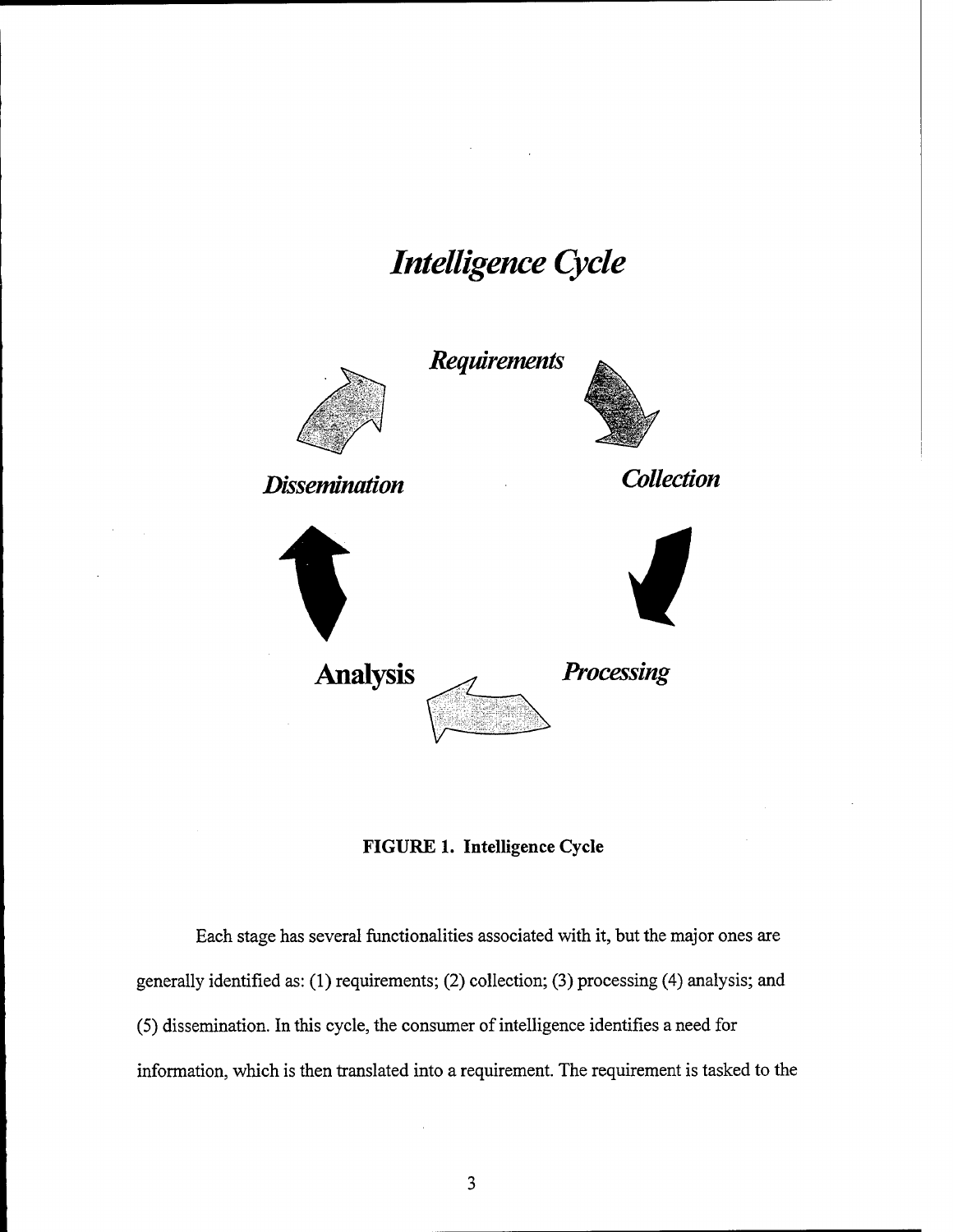*Intelligence Cycle*

*Requirements*

*Collection*

*Processing*

**Analysis**

*Dissemination*

**FIGURE 1. Intelligence Cycle**

Each stage has several functionalities associated with it, but the major ones are generally identified as: (1) requirements; (2) collection; (3) processing (4) analysis; and (5) dissemination. In this cycle, the consumer of intelligence identifies a need for information, which is then translated into a requirement. The requirement is tasked to the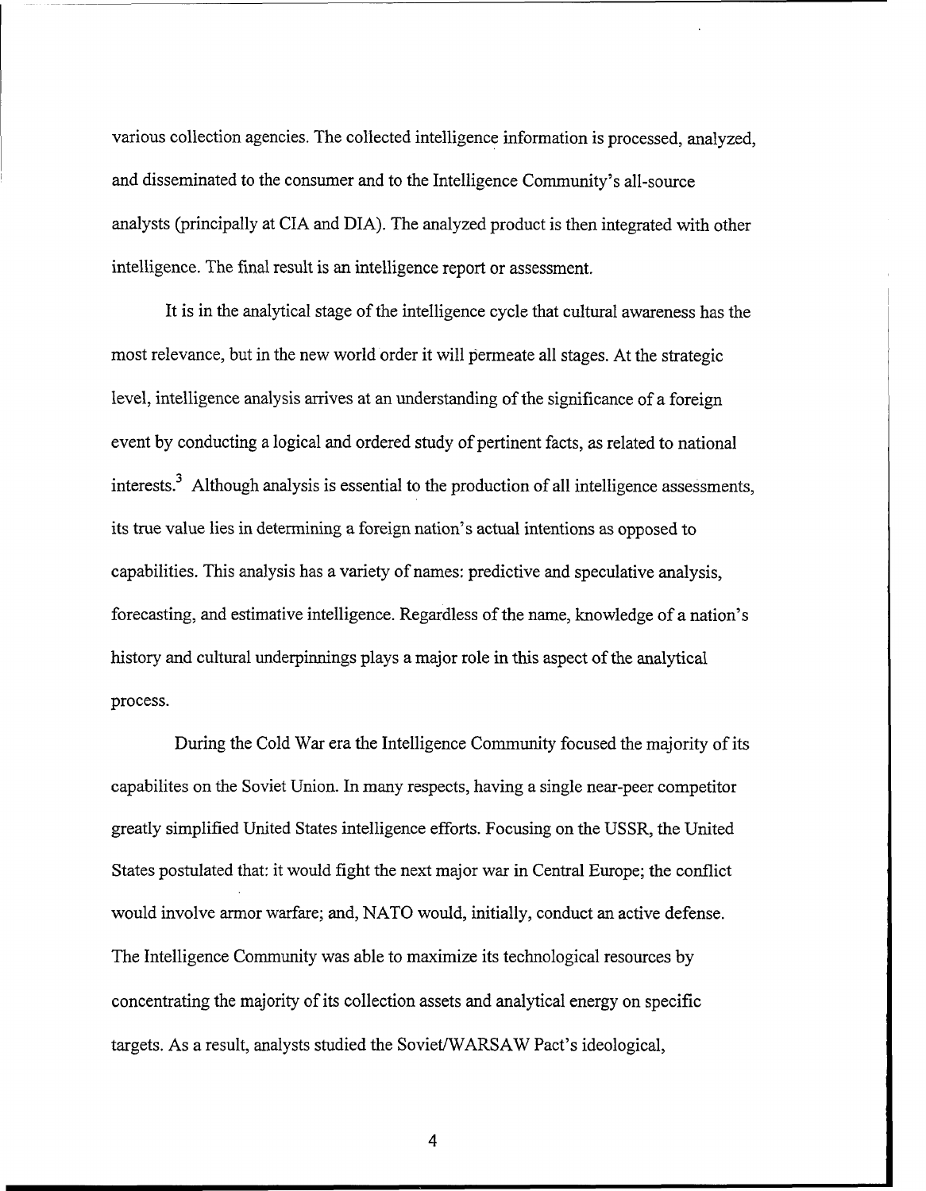various collection agencies. The collected intelligence information is processed, analyzed, and disseminated to the consumer and to the Intelligence Community's all-source analysts (principally at CIA and DIA). The analyzed product is then integrated with other intelligence. The final result is an intelligence report or assessment.

It is in the analytical stage of the intelligence cycle that cultural awareness has the most relevance, but in the new world order it will permeate all stages. At the strategic level, intelligence analysis arrives at an understanding of the significance of a foreign event by conducting a logical and ordered study of pertinent facts, as related to national interests.[3] Although analysis is essential to the production of all intelligence assessments, its true value lies in determining a foreign nation's actual intentions as opposed to capabilities. This analysis has a variety of names: predictive and speculative analysis, forecasting, and estimative intelligence. Regardless of the name, knowledge of a nation's history and cultural underpinnings plays a major role in this aspect of the analytical process.

During the Cold War era the Intelligence Community focused the majority of its capabilites on the Soviet Union. In many respects, having a single near-peer competitor greatly simplified United States intelligence efforts. Focusing on the USSR, the United States postulated that: it would fight the next major war in Central Europe; the conflict would involve armor warfare; and, NATO would, initially, conduct an active defense. The Intelligence Community was able to maximize its technological resources by concentrating the majority of its collection assets and analytical energy on specific targets. As a result, analysts studied the Soviet/WARSAW Pact's ideological,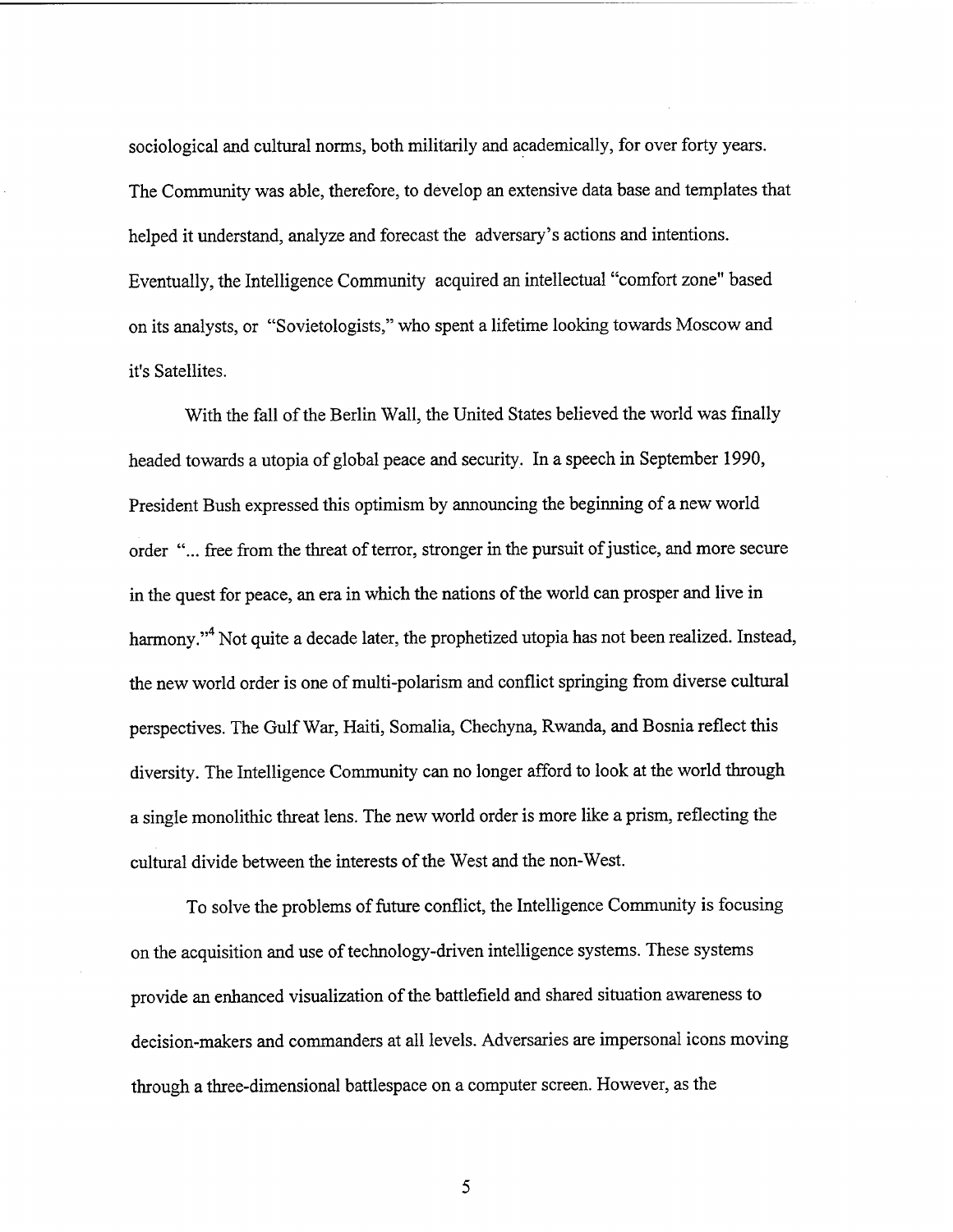sociological and cultural norms, both militarily and academically, for over forty years. The Community was able, therefore, to develop an extensive data base and templates that helped it understand, analyze and forecast the adversary's actions and intentions. Eventually, the Intelligence Community acquired an intellectual "comfort zone" based on its analysts, or "Sovietologists," who spent a lifetime looking towards Moscow and it's Satellites.

With the fall of the Berlin Wall, the United States believed the world was finally headed towards a utopia of global peace and security. In a speech in September 1990, President Bush expressed this optimism by announcing the beginning of a new world order "... free from the threat of terror, stronger in the pursuit of justice, and more secure in the quest for peace, an era in which the nations of the world can prosper and live in harmony."[4] Not quite a decade later, the prophetized utopia has not been realized. Instead, the new world order is one of multi-polarism and conflict springing from diverse cultural perspectives. The Gulf War, Haiti, Somalia, Chechyna, Rwanda, and Bosnia reflect this diversity. The Intelligence Community can no longer afford to look at the world through a single monolithic threat lens. The new world order is more like a prism, reflecting the cultural divide between the interests of the West and the non-West.

To solve the problems of future conflict, the Intelligence Community is focusing on the acquisition and use of technology-driven intelligence systems. These systems provide an enhanced visualization of the battlefield and shared situation awareness to decision-makers and commanders at all levels. Adversaries are impersonal icons moving through a three-dimensional battlespace on a computer screen. However, as the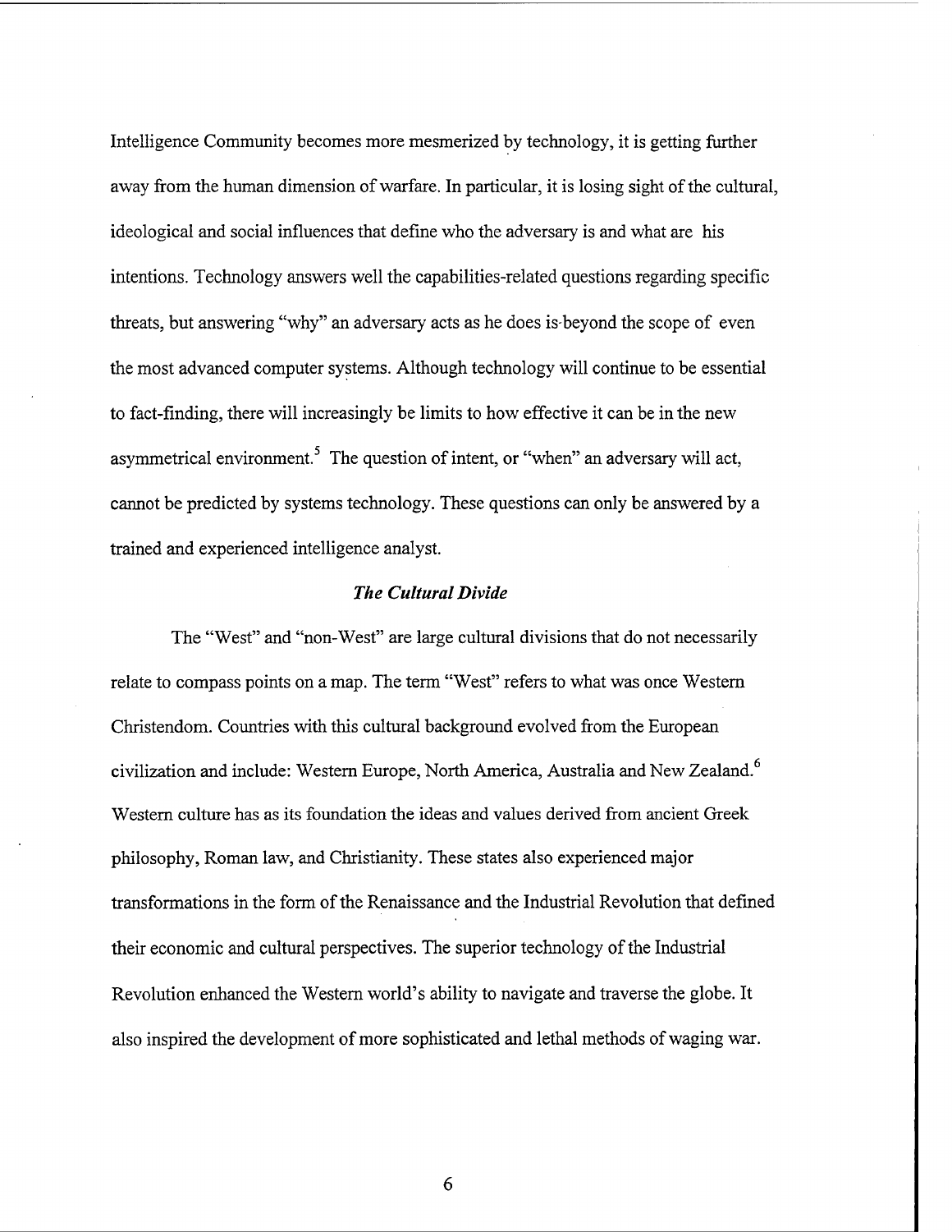Intelligence Community becomes more mesmerized by technology, it is getting further away from the human dimension of warfare. In particular, it is losing sight of the cultural, ideological and social influences that define who the adversary is and what are his intentions. Technology answers well the capabilities-related questions regarding specific threats, but answering "why" an adversary acts as he does is beyond the scope of even the most advanced computer systems. Although technology will continue to be essential to fact-finding, there will increasingly be limits to how effective it can be in the new asymmetrical environment.[5] The question of intent, or "when" an adversary will act, cannot be predicted by systems technology. These questions can only be answered by a trained and experienced intelligence analyst.

### *The Cultural Divide*

The "West" and "non-West" are large cultural divisions that do not necessarily relate to compass points on a map. The term "West" refers to what was once Western Christendom. Countries with this cultural background evolved from the European civilization and include: Western Europe, North America, Australia and New Zealand.[6] Western culture has as its foundation the ideas and values derived from ancient Greek philosophy, Roman law, and Christianity. These states also experienced major transformations in the form of the Renaissance and the Industrial Revolution that defined their economic and cultural perspectives. The superior technology of the Industrial Revolution enhanced the Western world's ability to navigate and traverse the globe. It also inspired the development of more sophisticated and lethal methods of waging war.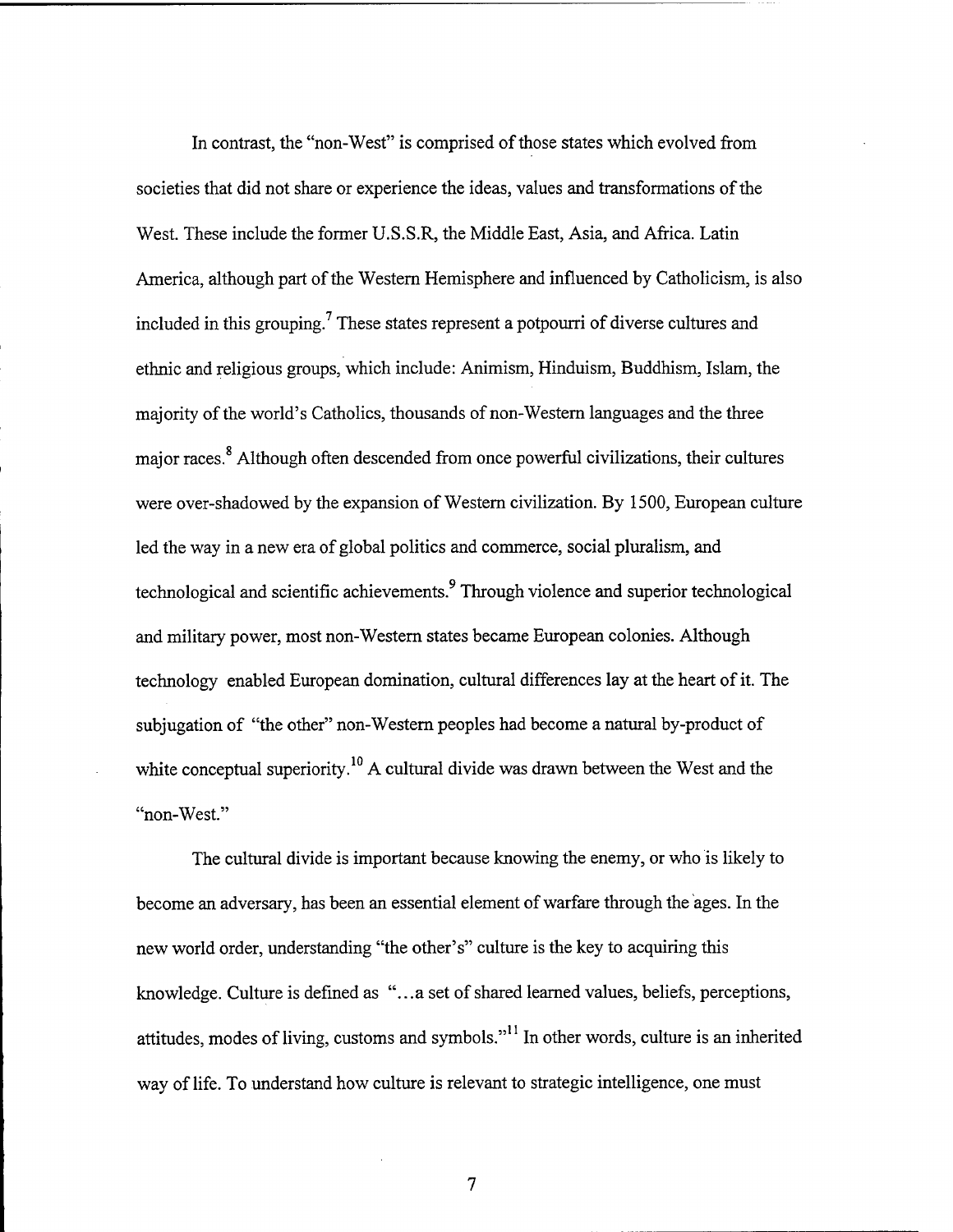In contrast, the "non-West" is comprised of those states which evolved from societies that did not share or experience the ideas, values and transformations of the West. These include the former U.S.S.R, the Middle East, Asia, and Africa. Latin America, although part of the Western Hemisphere and influenced by Catholicism, is also included in this grouping.[7] These states represent a potpourri of diverse cultures and ethnic and religious groups, which include: Animism, Hinduism, Buddhism, Islam, the majority of the world's Catholics, thousands of non-Western languages and the three major races.[8] Although often descended from once powerful civilizations, their cultures were over-shadowed by the expansion of Western civilization. By 1500, European culture led the way in a new era of global politics and commerce, social pluralism, and technological and scientific achievements.[9] Through violence and superior technological and military power, most non-Western states became European colonies. Although technology enabled European domination, cultural differences lay at the heart of it. The subjugation of "the other" non-Western peoples had become a natural by-product of white conceptual superiority.[10] A cultural divide was drawn between the West and the "non-West."

The cultural divide is important because knowing the enemy, or who is likely to become an adversary, has been an essential element of warfare through the ages. In the new world order, understanding "the other's" culture is the key to acquiring this knowledge. Culture is defined as "...a set of shared learned values, beliefs, perceptions, attitudes, modes of living, customs and symbols."[11] In other words, culture is an inherited way of life. To understand how culture is relevant to strategic intelligence, one must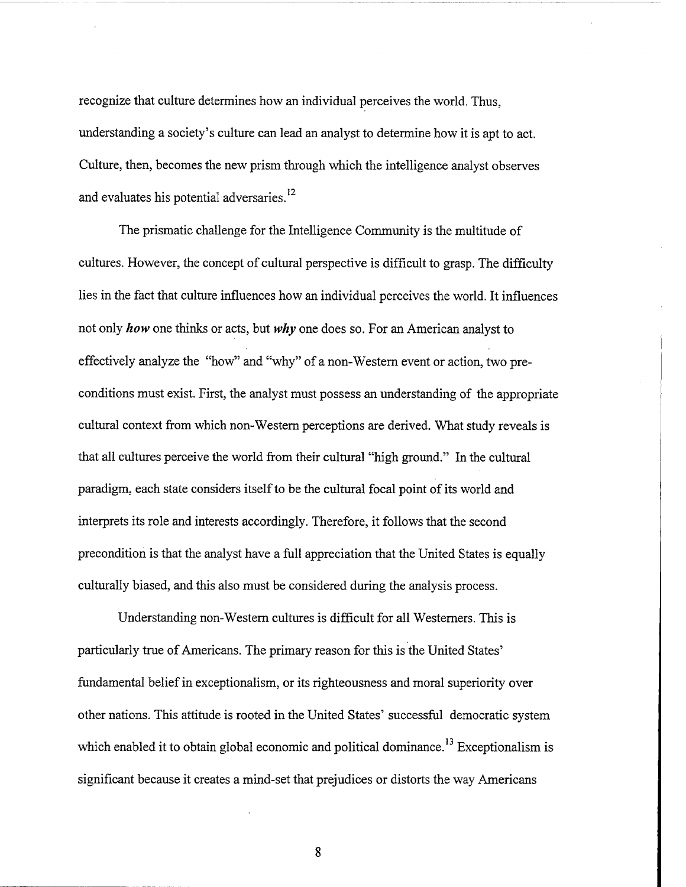recognize that culture determines how an individual perceives the world. Thus, understanding a society's culture can lead an analyst to determine how it is apt to act. Culture, then, becomes the new prism through which the intelligence analyst observes and evaluates his potential adversaries.[12]

The prismatic challenge for the Intelligence Community is the multitude of cultures. However, the concept of cultural perspective is difficult to grasp. The difficulty lies in the fact that culture influences how an individual perceives the world. It influences not only ***how*** one thinks or acts, but ***why*** one does so. For an American analyst to effectively analyze the "how" and "why" of a non-Western event or action, two pre-conditions must exist. First, the analyst must possess an understanding of the appropriate cultural context from which non-Western perceptions are derived. What study reveals is that all cultures perceive the world from their cultural "high ground." In the cultural paradigm, each state considers itself to be the cultural focal point of its world and interprets its role and interests accordingly. Therefore, it follows that the second precondition is that the analyst have a full appreciation that the United States is equally culturally biased, and this also must be considered during the analysis process.

Understanding non-Western cultures is difficult for all Westerners. This is particularly true of Americans. The primary reason for this is the United States' fundamental belief in exceptionalism, or its righteousness and moral superiority over other nations. This attitude is rooted in the United States' successful democratic system which enabled it to obtain global economic and political dominance.[13] Exceptionalism is significant because it creates a mind-set that prejudices or distorts the way Americans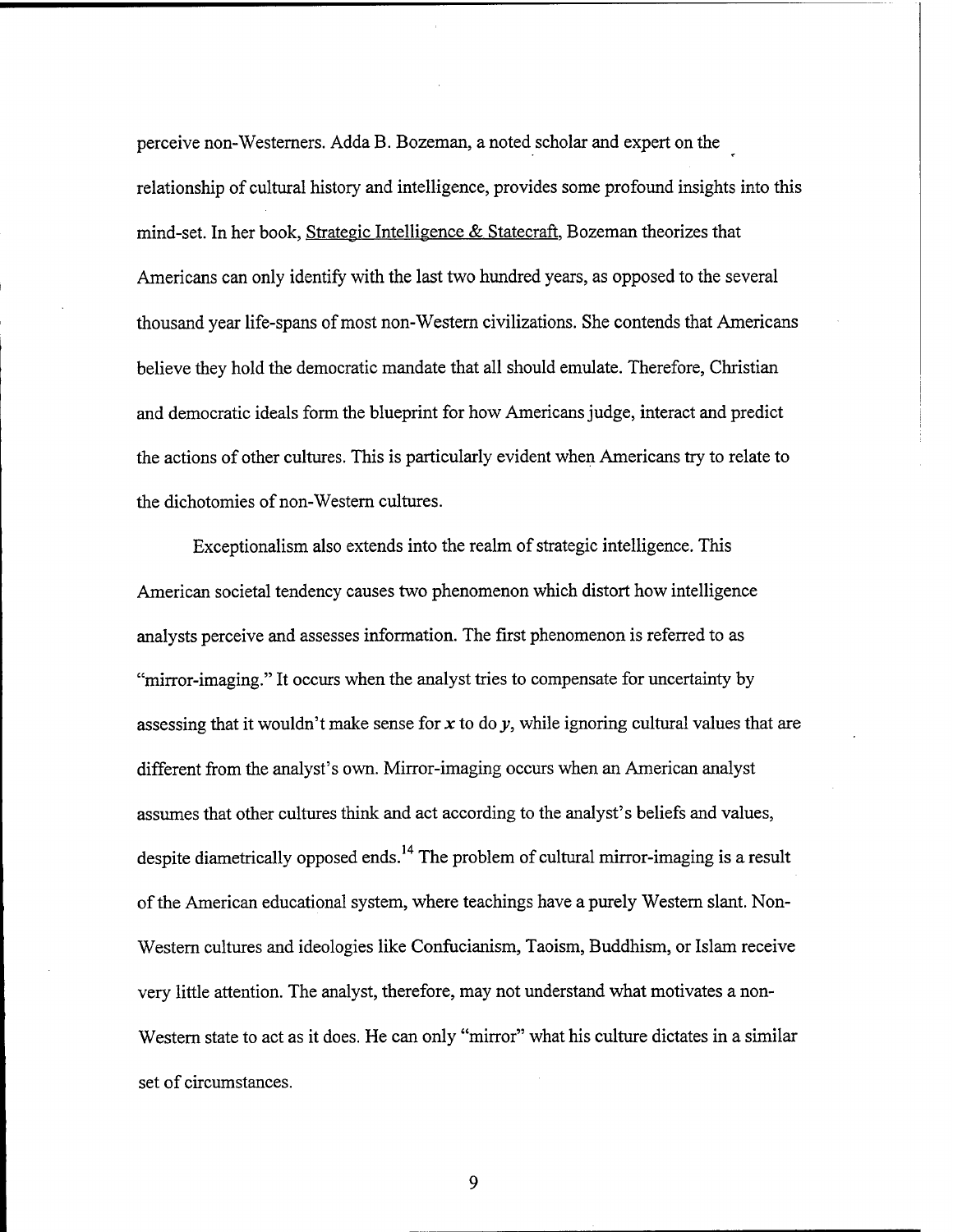perceive non-Westerners. Adda B. Bozeman, a noted scholar and expert on the relationship of cultural history and intelligence, provides some profound insights into this mind-set. In her book, Strategic Intelligence & Statecraft, Bozeman theorizes that Americans can only identify with the last two hundred years, as opposed to the several thousand year life-spans of most non-Western civilizations. She contends that Americans believe they hold the democratic mandate that all should emulate. Therefore, Christian and democratic ideals form the blueprint for how Americans judge, interact and predict the actions of other cultures. This is particularly evident when Americans try to relate to the dichotomies of non-Western cultures.

Exceptionalism also extends into the realm of strategic intelligence. This American societal tendency causes two phenomenon which distort how intelligence analysts perceive and assesses information. The first phenomenon is referred to as "mirror-imaging." It occurs when the analyst tries to compensate for uncertainty by assessing that it wouldn't make sense for *x* to do *y*, while ignoring cultural values that are different from the analyst's own. Mirror-imaging occurs when an American analyst assumes that other cultures think and act according to the analyst's beliefs and values, despite diametrically opposed ends.[14] The problem of cultural mirror-imaging is a result of the American educational system, where teachings have a purely Western slant. Non-Western cultures and ideologies like Confucianism, Taoism, Buddhism, or Islam receive very little attention. The analyst, therefore, may not understand what motivates a non-Western state to act as it does. He can only "mirror" what his culture dictates in a similar set of circumstances.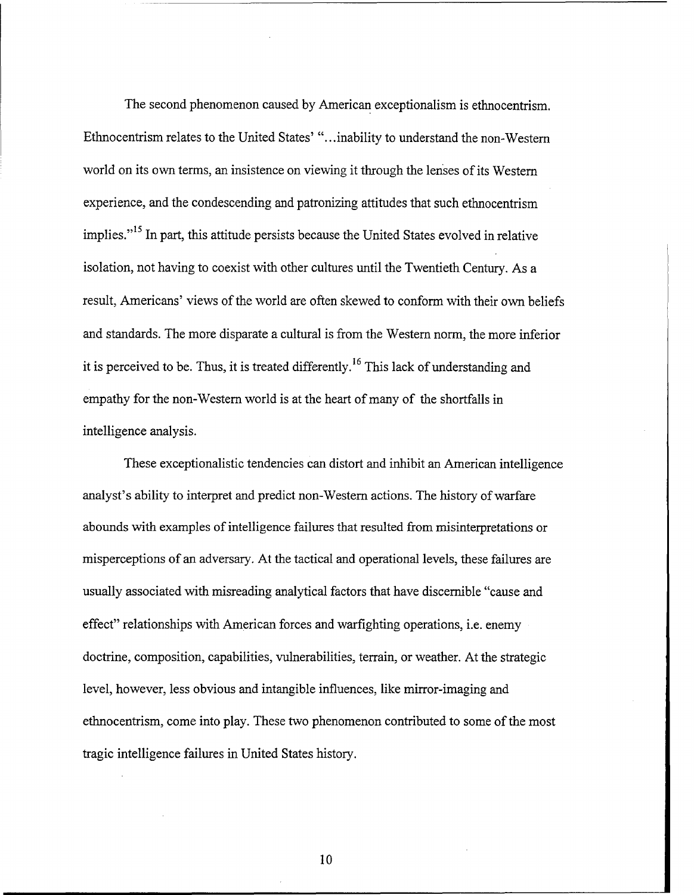The second phenomenon caused by American exceptionalism is ethnocentrism. Ethnocentrism relates to the United States' "...inability to understand the non-Western world on its own terms, an insistence on viewing it through the lenses of its Western experience, and the condescending and patronizing attitudes that such ethnocentrism implies."[15] In part, this attitude persists because the United States evolved in relative isolation, not having to coexist with other cultures until the Twentieth Century. As a result, Americans' views of the world are often skewed to conform with their own beliefs and standards. The more disparate a cultural is from the Western norm, the more inferior it is perceived to be. Thus, it is treated differently.[16] This lack of understanding and empathy for the non-Western world is at the heart of many of the shortfalls in intelligence analysis.

These exceptionalistic tendencies can distort and inhibit an American intelligence analyst's ability to interpret and predict non-Western actions. The history of warfare abounds with examples of intelligence failures that resulted from misinterpretations or misperceptions of an adversary. At the tactical and operational levels, these failures are usually associated with misreading analytical factors that have discernible "cause and effect" relationships with American forces and warfighting operations, i.e. enemy doctrine, composition, capabilities, vulnerabilities, terrain, or weather. At the strategic level, however, less obvious and intangible influences, like mirror-imaging and ethnocentrism, come into play. These two phenomenon contributed to some of the most tragic intelligence failures in United States history.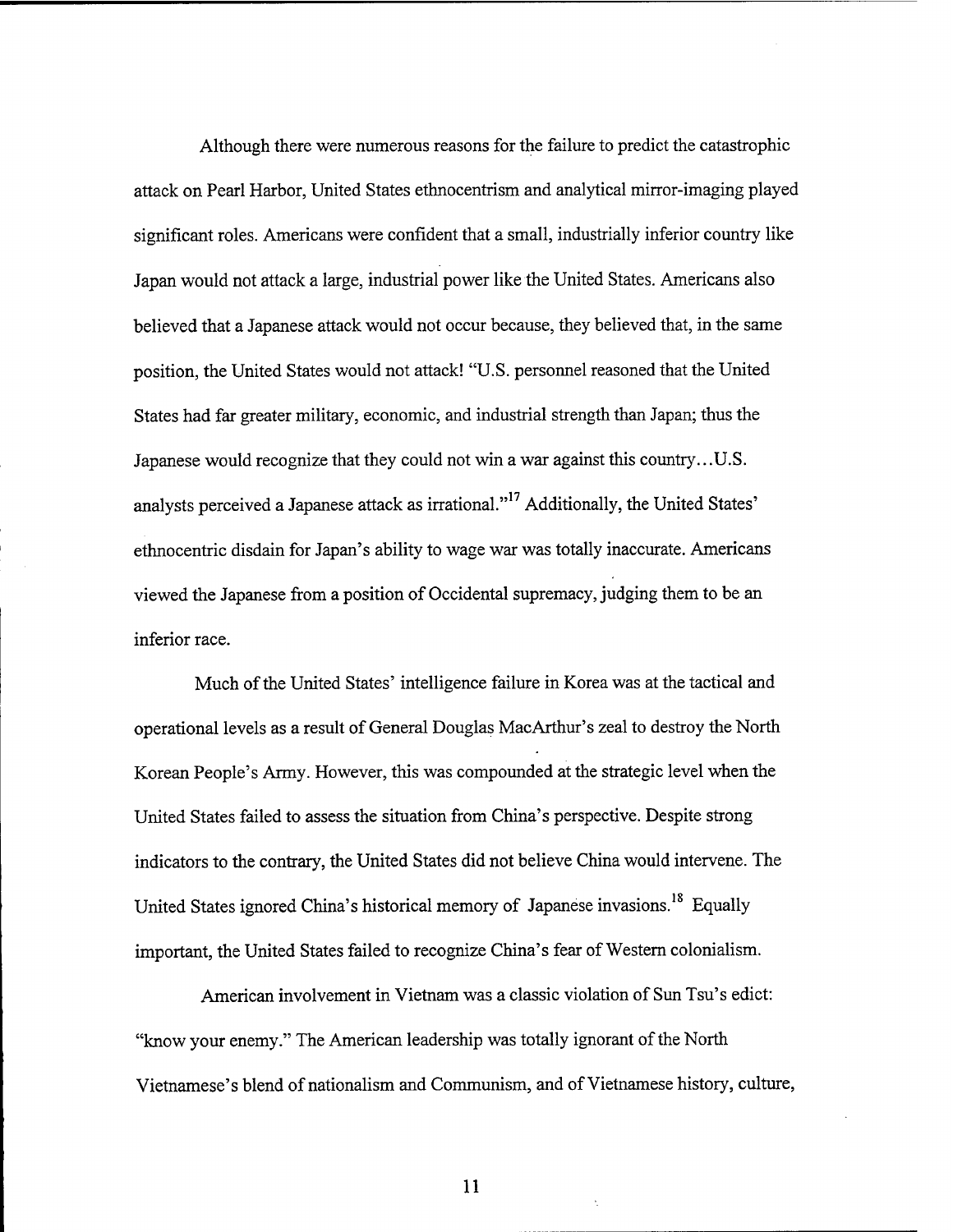Although there were numerous reasons for the failure to predict the catastrophic attack on Pearl Harbor, United States ethnocentrism and analytical mirror-imaging played significant roles. Americans were confident that a small, industrially inferior country like Japan would not attack a large, industrial power like the United States. Americans also believed that a Japanese attack would not occur because, they believed that, in the same position, the United States would not attack! "U.S. personnel reasoned that the United States had far greater military, economic, and industrial strength than Japan; thus the Japanese would recognize that they could not win a war against this country…U.S. analysts perceived a Japanese attack as irrational."[17] Additionally, the United States' ethnocentric disdain for Japan's ability to wage war was totally inaccurate. Americans viewed the Japanese from a position of Occidental supremacy, judging them to be an inferior race.

Much of the United States' intelligence failure in Korea was at the tactical and operational levels as a result of General Douglas MacArthur's zeal to destroy the North Korean People's Army. However, this was compounded at the strategic level when the United States failed to assess the situation from China's perspective. Despite strong indicators to the contrary, the United States did not believe China would intervene. The United States ignored China's historical memory of Japanese invasions.[18] Equally important, the United States failed to recognize China's fear of Western colonialism.

American involvement in Vietnam was a classic violation of Sun Tsu's edict: "know your enemy." The American leadership was totally ignorant of the North Vietnamese's blend of nationalism and Communism, and of Vietnamese history, culture,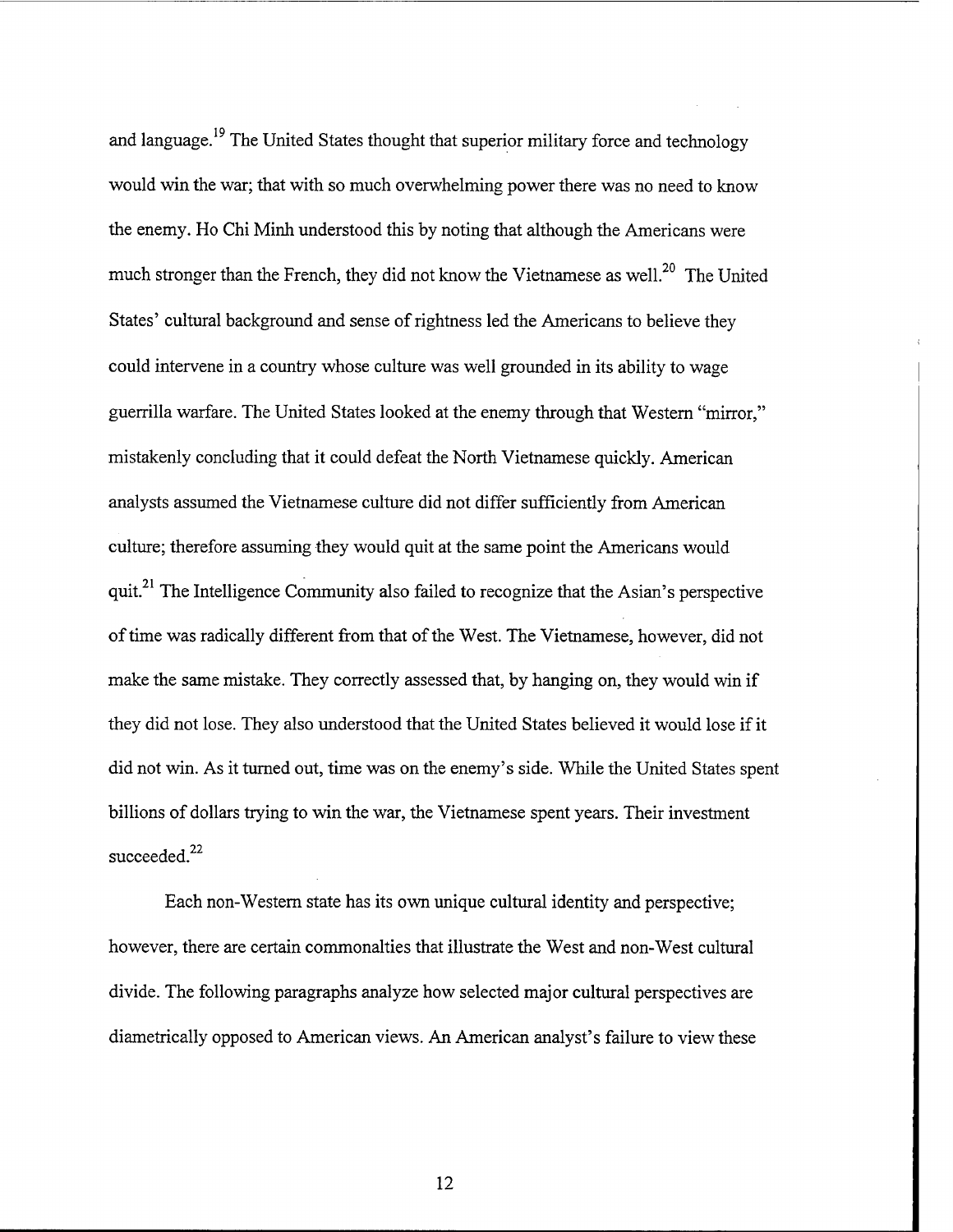and language.[19] The United States thought that superior military force and technology would win the war; that with so much overwhelming power there was no need to know the enemy. Ho Chi Minh understood this by noting that although the Americans were much stronger than the French, they did not know the Vietnamese as well.[20] The United States' cultural background and sense of rightness led the Americans to believe they could intervene in a country whose culture was well grounded in its ability to wage guerrilla warfare. The United States looked at the enemy through that Western "mirror," mistakenly concluding that it could defeat the North Vietnamese quickly. American analysts assumed the Vietnamese culture did not differ sufficiently from American culture; therefore assuming they would quit at the same point the Americans would quit.[21] The Intelligence Community also failed to recognize that the Asian's perspective of time was radically different from that of the West. The Vietnamese, however, did not make the same mistake. They correctly assessed that, by hanging on, they would win if they did not lose. They also understood that the United States believed it would lose if it did not win. As it turned out, time was on the enemy's side. While the United States spent billions of dollars trying to win the war, the Vietnamese spent years. Their investment succeeded.[22]

Each non-Western state has its own unique cultural identity and perspective; however, there are certain commonalties that illustrate the West and non-West cultural divide. The following paragraphs analyze how selected major cultural perspectives are diametrically opposed to American views. An American analyst's failure to view these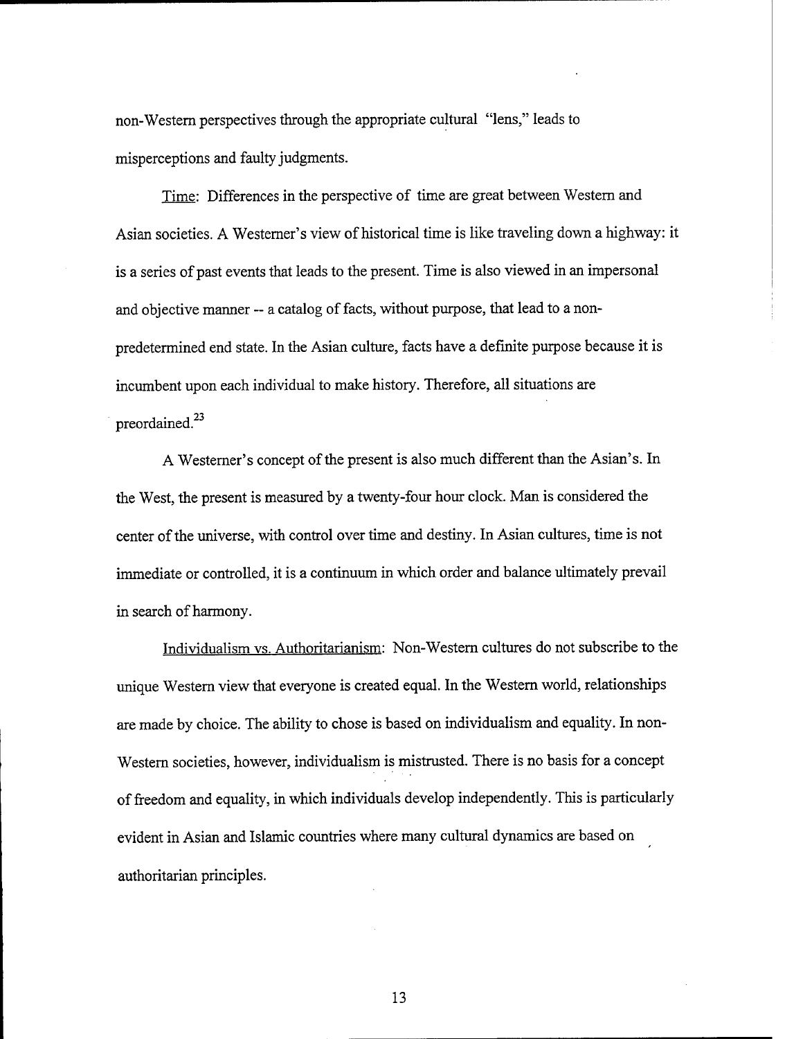non-Western perspectives through the appropriate cultural "lens," leads to misperceptions and faulty judgments.

Time: Differences in the perspective of time are great between Western and Asian societies. A Westerner's view of historical time is like traveling down a highway: it is a series of past events that leads to the present. Time is also viewed in an impersonal and objective manner -- a catalog of facts, without purpose, that lead to a non-predetermined end state. In the Asian culture, facts have a definite purpose because it is incumbent upon each individual to make history. Therefore, all situations are preordained.[23]

A Westerner's concept of the present is also much different than the Asian's. In the West, the present is measured by a twenty-four hour clock. Man is considered the center of the universe, with control over time and destiny. In Asian cultures, time is not immediate or controlled, it is a continuum in which order and balance ultimately prevail in search of harmony.

Individualism vs. Authoritarianism: Non-Western cultures do not subscribe to the unique Western view that everyone is created equal. In the Western world, relationships are made by choice. The ability to chose is based on individualism and equality. In non-Western societies, however, individualism is mistrusted. There is no basis for a concept of freedom and equality, in which individuals develop independently. This is particularly evident in Asian and Islamic countries where many cultural dynamics are based on authoritarian principles.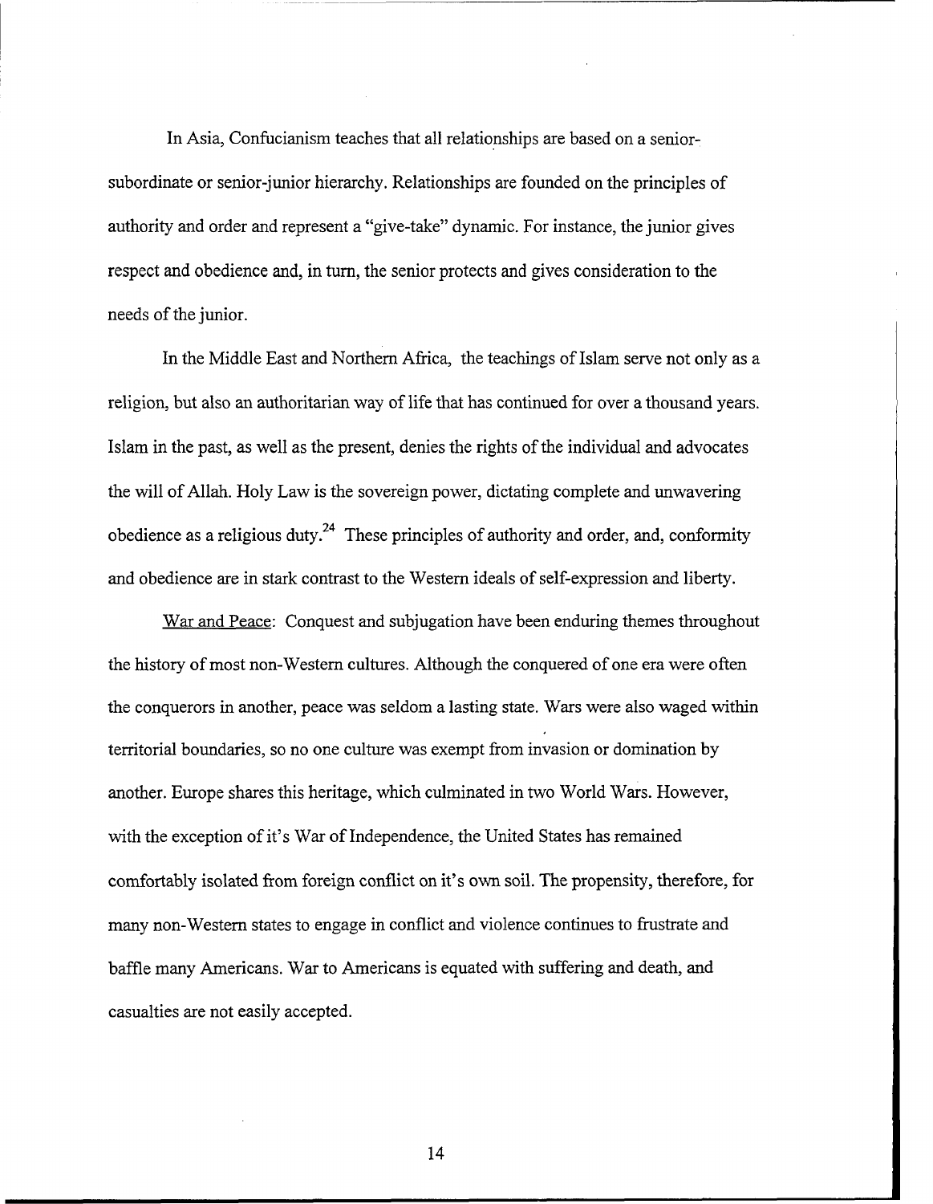In Asia, Confucianism teaches that all relationships are based on a senior-subordinate or senior-junior hierarchy. Relationships are founded on the principles of authority and order and represent a "give-take" dynamic. For instance, the junior gives respect and obedience and, in turn, the senior protects and gives consideration to the needs of the junior.

In the Middle East and Northern Africa, the teachings of Islam serve not only as a religion, but also an authoritarian way of life that has continued for over a thousand years. Islam in the past, as well as the present, denies the rights of the individual and advocates the will of Allah. Holy Law is the sovereign power, dictating complete and unwavering obedience as a religious duty.[24] These principles of authority and order, and, conformity and obedience are in stark contrast to the Western ideals of self-expression and liberty.

War and Peace: Conquest and subjugation have been enduring themes throughout the history of most non-Western cultures. Although the conquered of one era were often the conquerors in another, peace was seldom a lasting state. Wars were also waged within territorial boundaries, so no one culture was exempt from invasion or domination by another. Europe shares this heritage, which culminated in two World Wars. However, with the exception of it's War of Independence, the United States has remained comfortably isolated from foreign conflict on it's own soil. The propensity, therefore, for many non-Western states to engage in conflict and violence continues to frustrate and baffle many Americans. War to Americans is equated with suffering and death, and casualties are not easily accepted.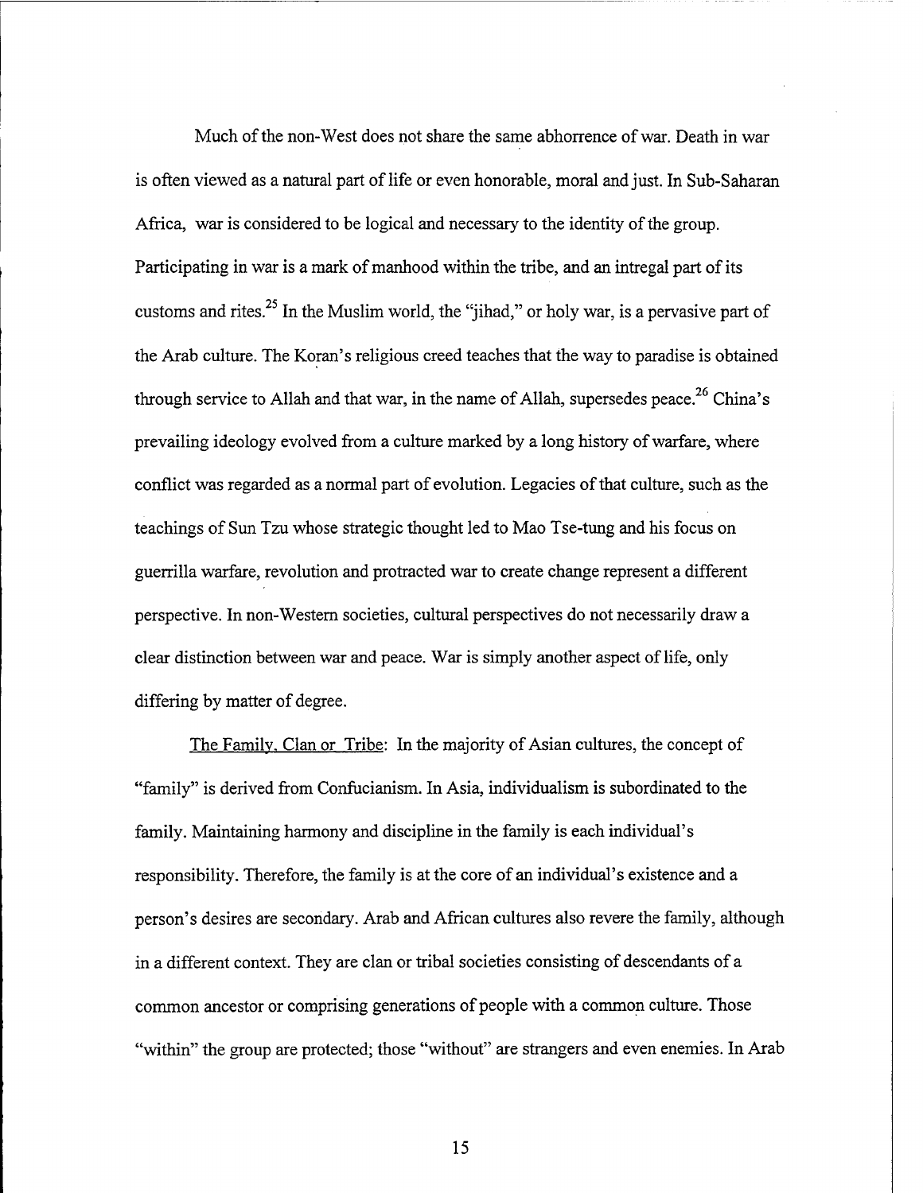Much of the non-West does not share the same abhorrence of war. Death in war is often viewed as a natural part of life or even honorable, moral and just. In Sub-Saharan Africa, war is considered to be logical and necessary to the identity of the group. Participating in war is a mark of manhood within the tribe, and an intregal part of its customs and rites.[25] In the Muslim world, the "jihad," or holy war, is a pervasive part of the Arab culture. The Koran's religious creed teaches that the way to paradise is obtained through service to Allah and that war, in the name of Allah, supersedes peace.[26] China's prevailing ideology evolved from a culture marked by a long history of warfare, where conflict was regarded as a normal part of evolution. Legacies of that culture, such as the teachings of Sun Tzu whose strategic thought led to Mao Tse-tung and his focus on guerrilla warfare, revolution and protracted war to create change represent a different perspective. In non-Western societies, cultural perspectives do not necessarily draw a clear distinction between war and peace. War is simply another aspect of life, only differing by matter of degree.

<u>The Family, Clan or Tribe</u>: In the majority of Asian cultures, the concept of "family" is derived from Confucianism. In Asia, individualism is subordinated to the family. Maintaining harmony and discipline in the family is each individual's responsibility. Therefore, the family is at the core of an individual's existence and a person's desires are secondary. Arab and African cultures also revere the family, although in a different context. They are clan or tribal societies consisting of descendants of a common ancestor or comprising generations of people with a common culture. Those "within" the group are protected; those "without" are strangers and even enemies. In Arab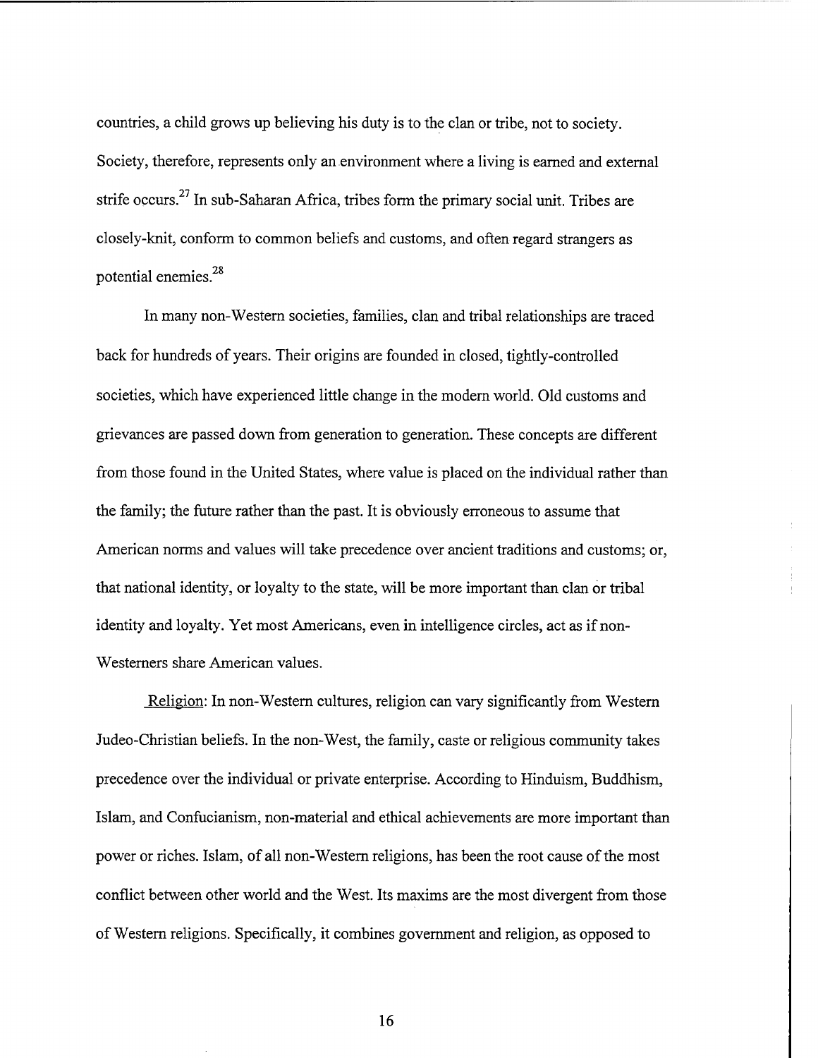countries, a child grows up believing his duty is to the clan or tribe, not to society. Society, therefore, represents only an environment where a living is earned and external strife occurs.[27] In sub-Saharan Africa, tribes form the primary social unit. Tribes are closely-knit, conform to common beliefs and customs, and often regard strangers as potential enemies.[28]

In many non-Western societies, families, clan and tribal relationships are traced back for hundreds of years. Their origins are founded in closed, tightly-controlled societies, which have experienced little change in the modern world. Old customs and grievances are passed down from generation to generation. These concepts are different from those found in the United States, where value is placed on the individual rather than the family; the future rather than the past. It is obviously erroneous to assume that American norms and values will take precedence over ancient traditions and customs; or, that national identity, or loyalty to the state, will be more important than clan or tribal identity and loyalty. Yet most Americans, even in intelligence circles, act as if non-Westerners share American values.

Religion: In non-Western cultures, religion can vary significantly from Western Judeo-Christian beliefs. In the non-West, the family, caste or religious community takes precedence over the individual or private enterprise. According to Hinduism, Buddhism, Islam, and Confucianism, non-material and ethical achievements are more important than power or riches. Islam, of all non-Western religions, has been the root cause of the most conflict between other world and the West. Its maxims are the most divergent from those of Western religions. Specifically, it combines government and religion, as opposed to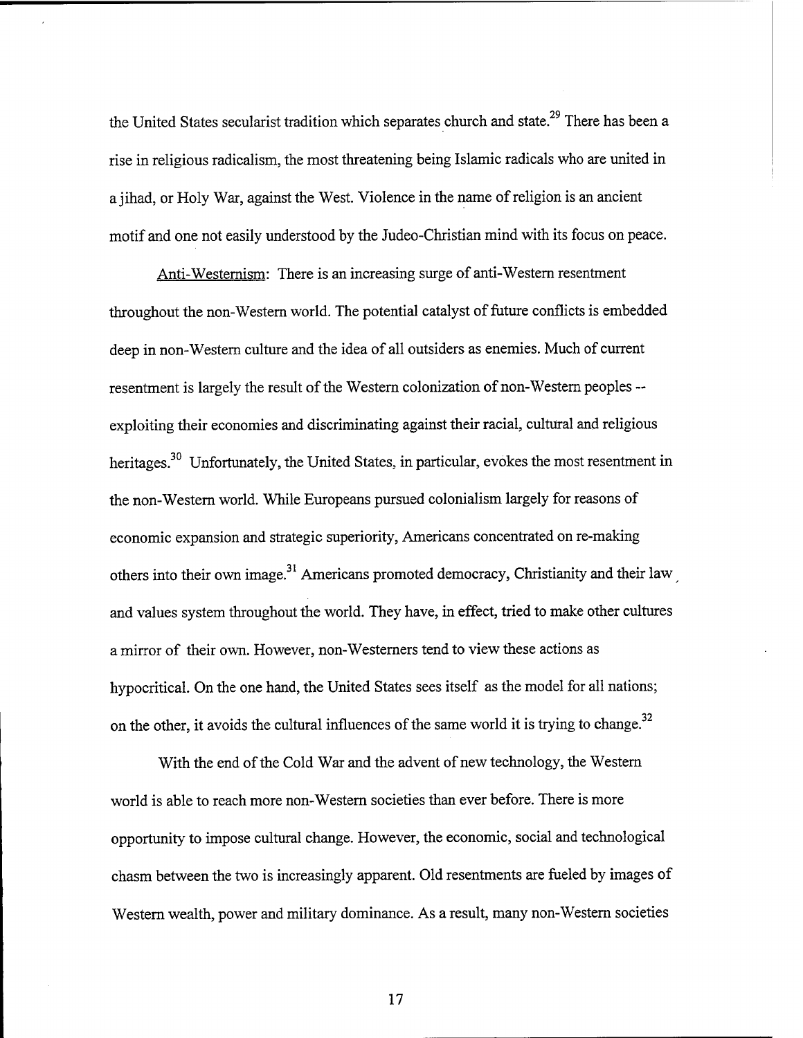the United States secularist tradition which separates church and state.[29] There has been a rise in religious radicalism, the most threatening being Islamic radicals who are united in a jihad, or Holy War, against the West. Violence in the name of religion is an ancient motif and one not easily understood by the Judeo-Christian mind with its focus on peace.

Anti-Westernism: There is an increasing surge of anti-Western resentment throughout the non-Western world. The potential catalyst of future conflicts is embedded deep in non-Western culture and the idea of all outsiders as enemies. Much of current resentment is largely the result of the Western colonization of non-Western peoples -- exploiting their economies and discriminating against their racial, cultural and religious heritages.[30] Unfortunately, the United States, in particular, evokes the most resentment in the non-Western world. While Europeans pursued colonialism largely for reasons of economic expansion and strategic superiority, Americans concentrated on re-making others into their own image.[31] Americans promoted democracy, Christianity and their law and values system throughout the world. They have, in effect, tried to make other cultures a mirror of their own. However, non-Westerners tend to view these actions as hypocritical. On the one hand, the United States sees itself as the model for all nations; on the other, it avoids the cultural influences of the same world it is trying to change.[32]

With the end of the Cold War and the advent of new technology, the Western world is able to reach more non-Western societies than ever before. There is more opportunity to impose cultural change. However, the economic, social and technological chasm between the two is increasingly apparent. Old resentments are fueled by images of Western wealth, power and military dominance. As a result, many non-Western societies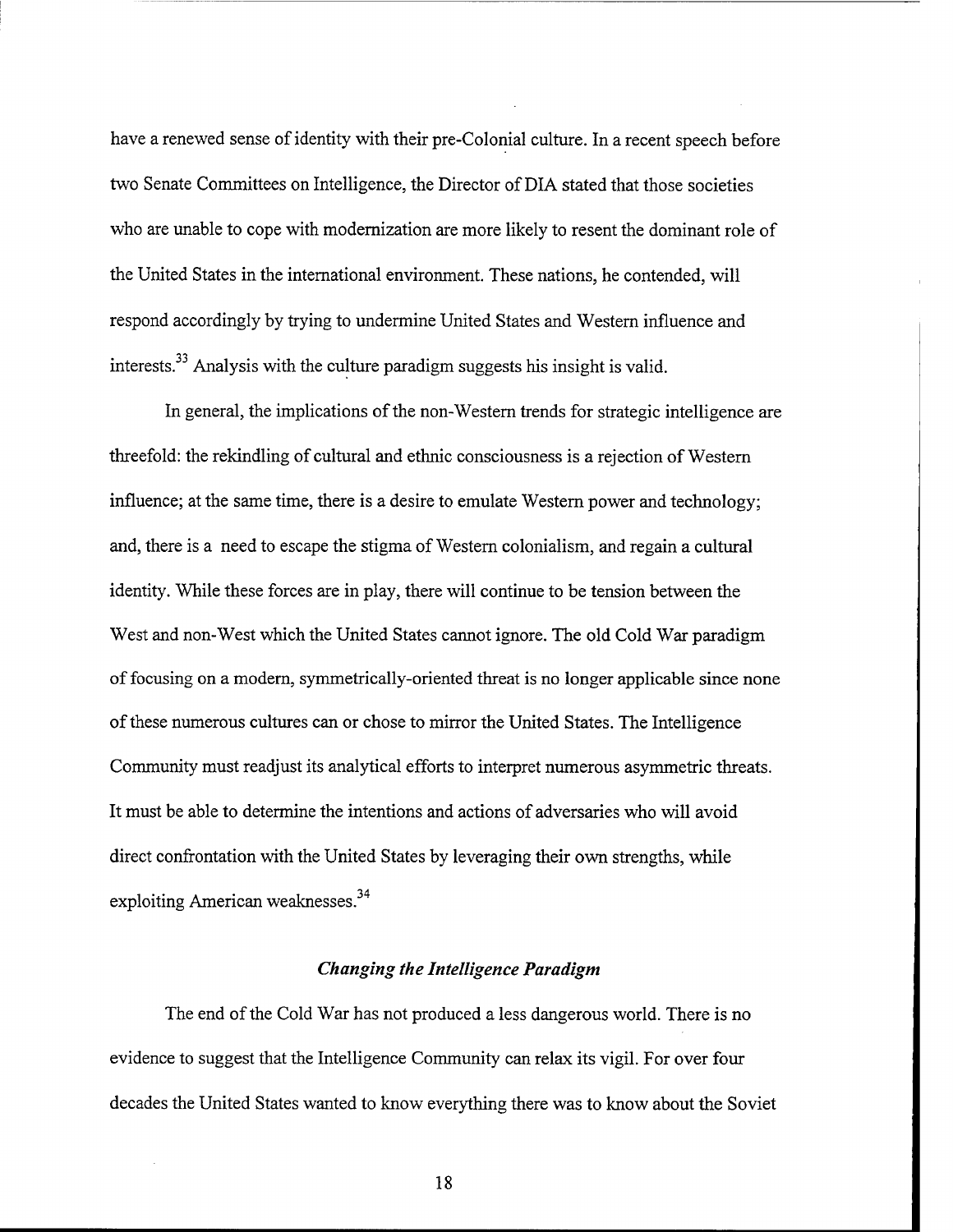have a renewed sense of identity with their pre-Colonial culture. In a recent speech before two Senate Committees on Intelligence, the Director of DIA stated that those societies who are unable to cope with modernization are more likely to resent the dominant role of the United States in the international environment. These nations, he contended, will respond accordingly by trying to undermine United States and Western influence and interests.[33] Analysis with the culture paradigm suggests his insight is valid.

In general, the implications of the non-Western trends for strategic intelligence are threefold: the rekindling of cultural and ethnic consciousness is a rejection of Western influence; at the same time, there is a desire to emulate Western power and technology; and, there is a need to escape the stigma of Western colonialism, and regain a cultural identity. While these forces are in play, there will continue to be tension between the West and non-West which the United States cannot ignore. The old Cold War paradigm of focusing on a modern, symmetrically-oriented threat is no longer applicable since none of these numerous cultures can or chose to mirror the United States. The Intelligence Community must readjust its analytical efforts to interpret numerous asymmetric threats. It must be able to determine the intentions and actions of adversaries who will avoid direct confrontation with the United States by leveraging their own strengths, while exploiting American weaknesses.[34]

### *Changing the Intelligence Paradigm*

The end of the Cold War has not produced a less dangerous world. There is no evidence to suggest that the Intelligence Community can relax its vigil. For over four decades the United States wanted to know everything there was to know about the Soviet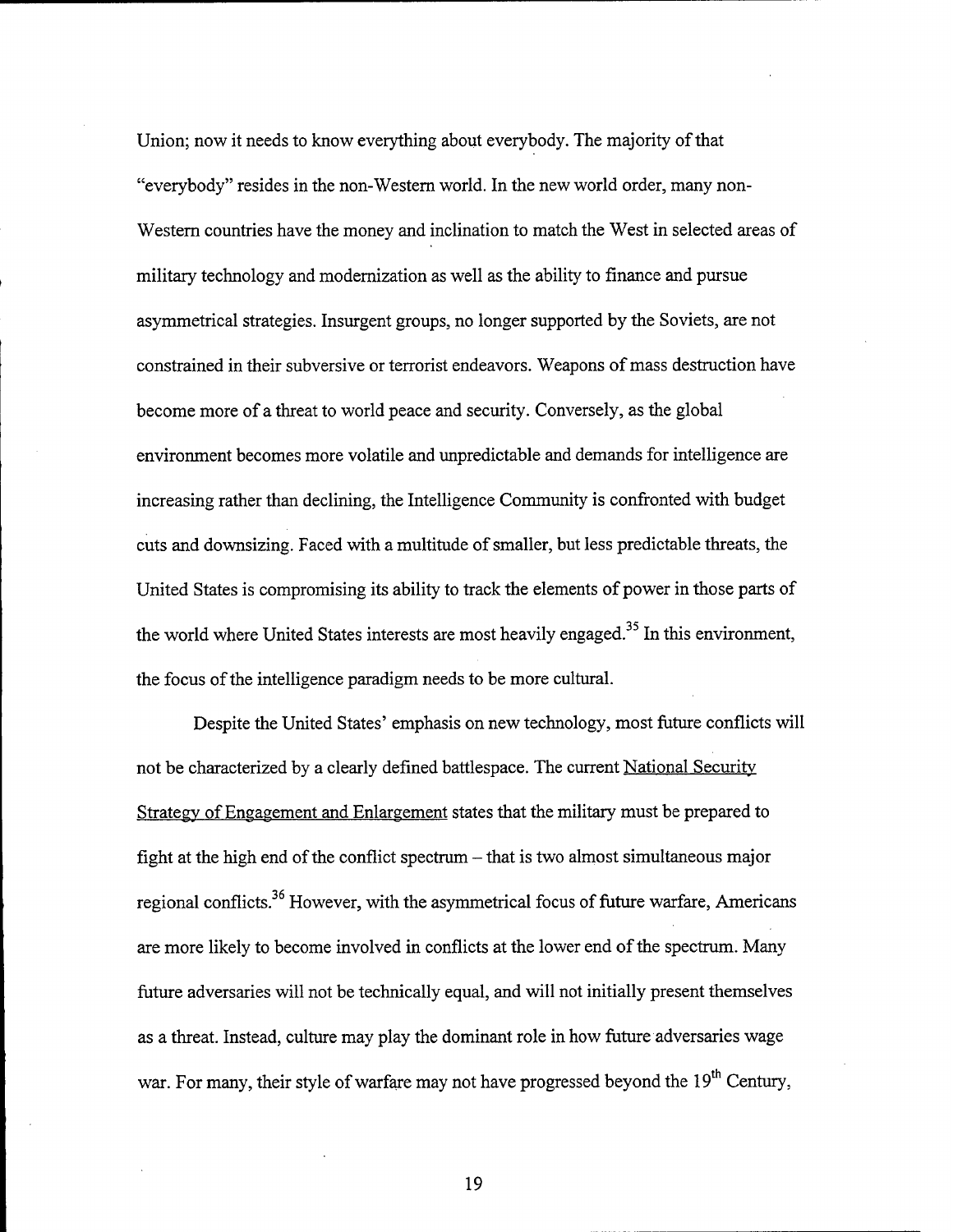Union; now it needs to know everything about everybody. The majority of that "everybody" resides in the non-Western world. In the new world order, many non-Western countries have the money and inclination to match the West in selected areas of military technology and modernization as well as the ability to finance and pursue asymmetrical strategies. Insurgent groups, no longer supported by the Soviets, are not constrained in their subversive or terrorist endeavors. Weapons of mass destruction have become more of a threat to world peace and security. Conversely, as the global environment becomes more volatile and unpredictable and demands for intelligence are increasing rather than declining, the Intelligence Community is confronted with budget cuts and downsizing. Faced with a multitude of smaller, but less predictable threats, the United States is compromising its ability to track the elements of power in those parts of the world where United States interests are most heavily engaged.[35] In this environment, the focus of the intelligence paradigm needs to be more cultural.

Despite the United States' emphasis on new technology, most future conflicts will not be characterized by a clearly defined battlespace. The current National Security Strategy of Engagement and Enlargement states that the military must be prepared to fight at the high end of the conflict spectrum – that is two almost simultaneous major regional conflicts.[36] However, with the asymmetrical focus of future warfare, Americans are more likely to become involved in conflicts at the lower end of the spectrum. Many future adversaries will not be technically equal, and will not initially present themselves as a threat. Instead, culture may play the dominant role in how future adversaries wage war. For many, their style of warfare may not have progressed beyond the 19th Century,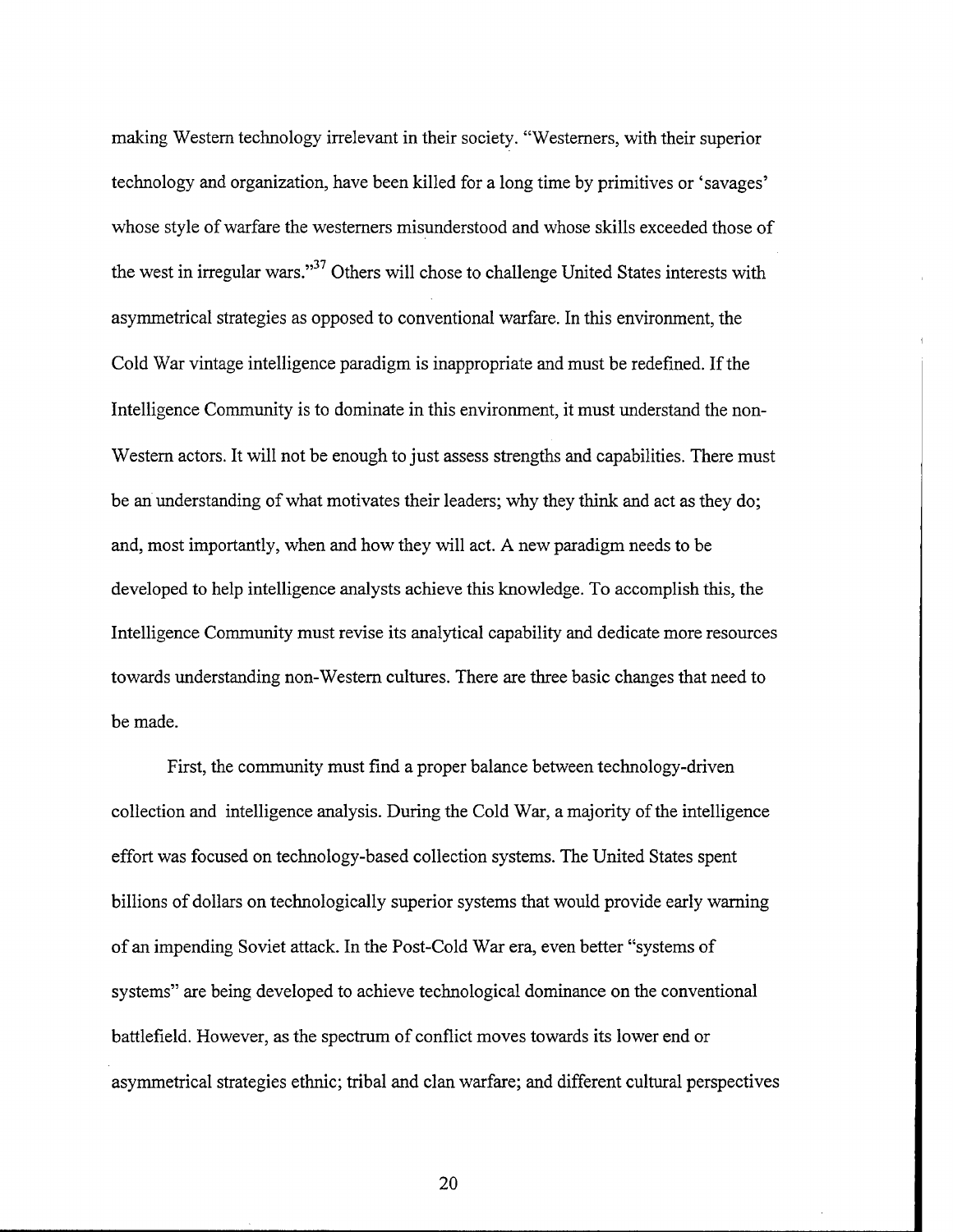making Western technology irrelevant in their society. "Westerners, with their superior technology and organization, have been killed for a long time by primitives or 'savages' whose style of warfare the westerners misunderstood and whose skills exceeded those of the west in irregular wars."[37] Others will chose to challenge United States interests with asymmetrical strategies as opposed to conventional warfare. In this environment, the Cold War vintage intelligence paradigm is inappropriate and must be redefined. If the Intelligence Community is to dominate in this environment, it must understand the non-Western actors. It will not be enough to just assess strengths and capabilities. There must be an understanding of what motivates their leaders; why they think and act as they do; and, most importantly, when and how they will act. A new paradigm needs to be developed to help intelligence analysts achieve this knowledge. To accomplish this, the Intelligence Community must revise its analytical capability and dedicate more resources towards understanding non-Western cultures. There are three basic changes that need to be made.

First, the community must find a proper balance between technology-driven collection and intelligence analysis. During the Cold War, a majority of the intelligence effort was focused on technology-based collection systems. The United States spent billions of dollars on technologically superior systems that would provide early warning of an impending Soviet attack. In the Post-Cold War era, even better "systems of systems" are being developed to achieve technological dominance on the conventional battlefield. However, as the spectrum of conflict moves towards its lower end or asymmetrical strategies ethnic; tribal and clan warfare; and different cultural perspectives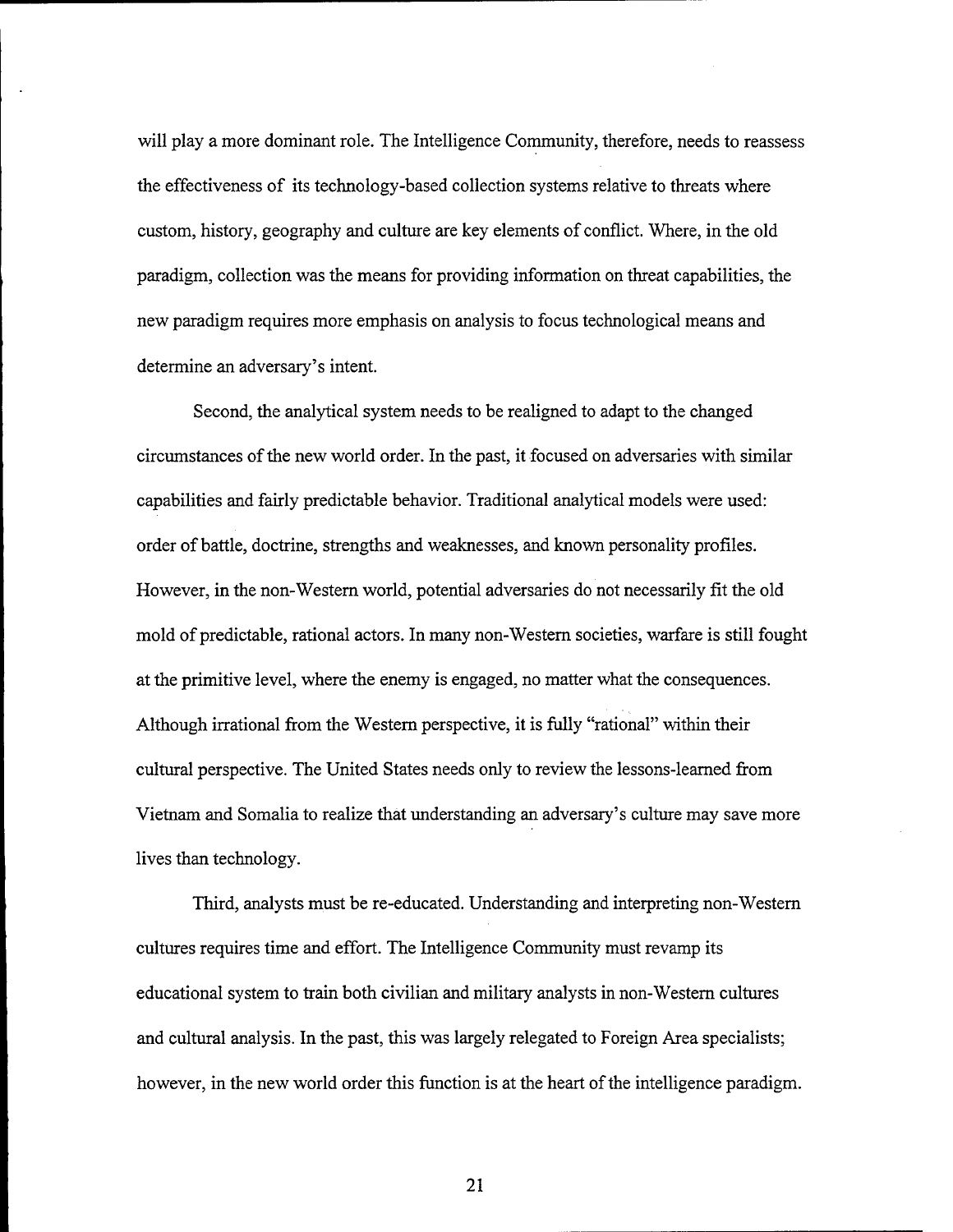will play a more dominant role. The Intelligence Community, therefore, needs to reassess the effectiveness of its technology-based collection systems relative to threats where custom, history, geography and culture are key elements of conflict. Where, in the old paradigm, collection was the means for providing information on threat capabilities, the new paradigm requires more emphasis on analysis to focus technological means and determine an adversary's intent.

Second, the analytical system needs to be realigned to adapt to the changed circumstances of the new world order. In the past, it focused on adversaries with similar capabilities and fairly predictable behavior. Traditional analytical models were used: order of battle, doctrine, strengths and weaknesses, and known personality profiles. However, in the non-Western world, potential adversaries do not necessarily fit the old mold of predictable, rational actors. In many non-Western societies, warfare is still fought at the primitive level, where the enemy is engaged, no matter what the consequences. Although irrational from the Western perspective, it is fully "rational" within their cultural perspective. The United States needs only to review the lessons-learned from Vietnam and Somalia to realize that understanding an adversary's culture may save more lives than technology.

Third, analysts must be re-educated. Understanding and interpreting non-Western cultures requires time and effort. The Intelligence Community must revamp its educational system to train both civilian and military analysts in non-Western cultures and cultural analysis. In the past, this was largely relegated to Foreign Area specialists; however, in the new world order this function is at the heart of the intelligence paradigm.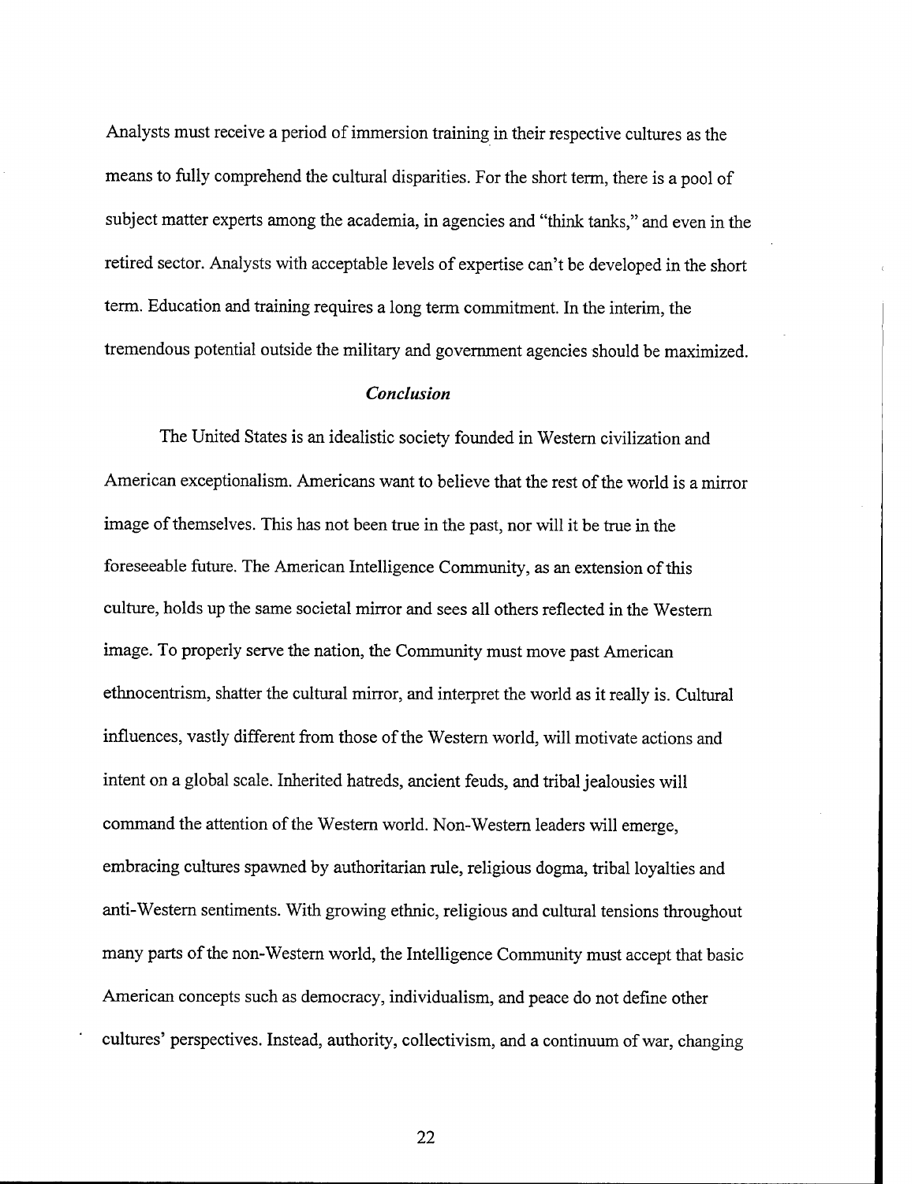Analysts must receive a period of immersion training in their respective cultures as the means to fully comprehend the cultural disparities. For the short term, there is a pool of subject matter experts among the academia, in agencies and "think tanks," and even in the retired sector. Analysts with acceptable levels of expertise can't be developed in the short term. Education and training requires a long term commitment. In the interim, the tremendous potential outside the military and government agencies should be maximized.

### *Conclusion*

The United States is an idealistic society founded in Western civilization and American exceptionalism. Americans want to believe that the rest of the world is a mirror image of themselves. This has not been true in the past, nor will it be true in the foreseeable future. The American Intelligence Community, as an extension of this culture, holds up the same societal mirror and sees all others reflected in the Western image. To properly serve the nation, the Community must move past American ethnocentrism, shatter the cultural mirror, and interpret the world as it really is. Cultural influences, vastly different from those of the Western world, will motivate actions and intent on a global scale. Inherited hatreds, ancient feuds, and tribal jealousies will command the attention of the Western world. Non-Western leaders will emerge, embracing cultures spawned by authoritarian rule, religious dogma, tribal loyalties and anti-Western sentiments. With growing ethnic, religious and cultural tensions throughout many parts of the non-Western world, the Intelligence Community must accept that basic American concepts such as democracy, individualism, and peace do not define other cultures' perspectives. Instead, authority, collectivism, and a continuum of war, changing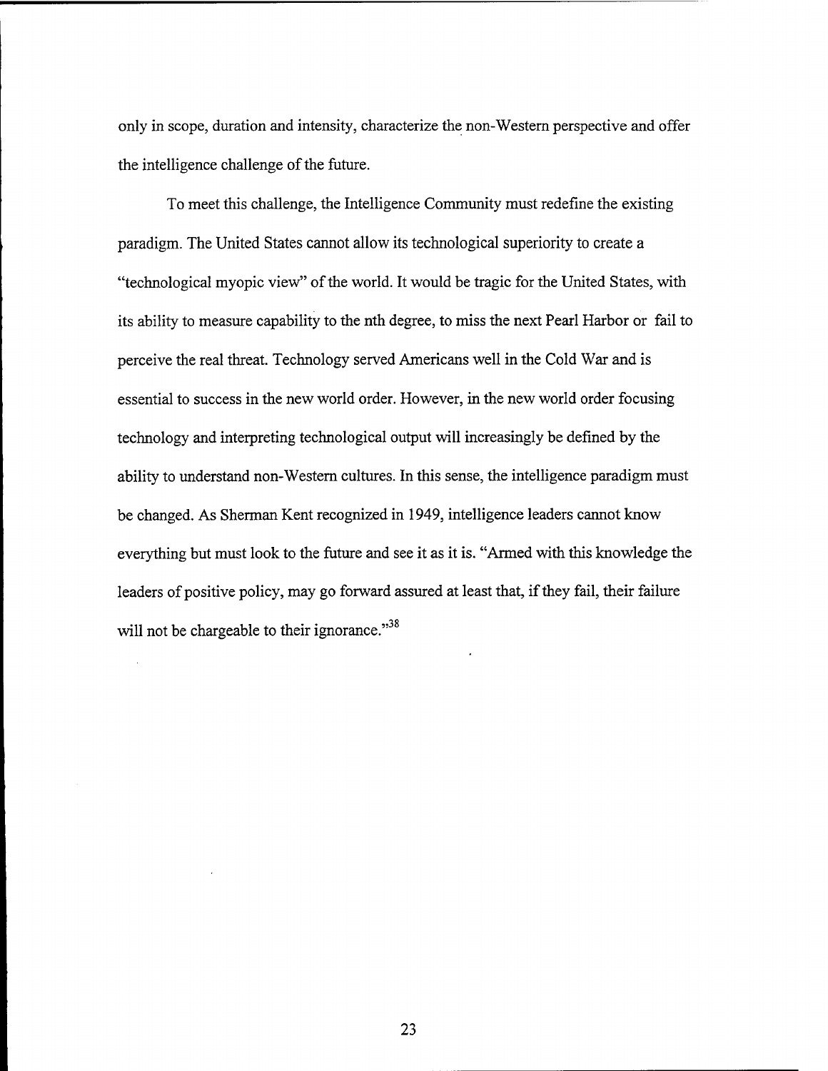only in scope, duration and intensity, characterize the non-Western perspective and offer the intelligence challenge of the future.

To meet this challenge, the Intelligence Community must redefine the existing paradigm. The United States cannot allow its technological superiority to create a "technological myopic view" of the world. It would be tragic for the United States, with its ability to measure capability to the nth degree, to miss the next Pearl Harbor or fail to perceive the real threat. Technology served Americans well in the Cold War and is essential to success in the new world order. However, in the new world order focusing technology and interpreting technological output will increasingly be defined by the ability to understand non-Western cultures. In this sense, the intelligence paradigm must be changed. As Sherman Kent recognized in 1949, intelligence leaders cannot know everything but must look to the future and see it as it is. "Armed with this knowledge the leaders of positive policy, may go forward assured at least that, if they fail, their failure will not be chargeable to their ignorance."[38]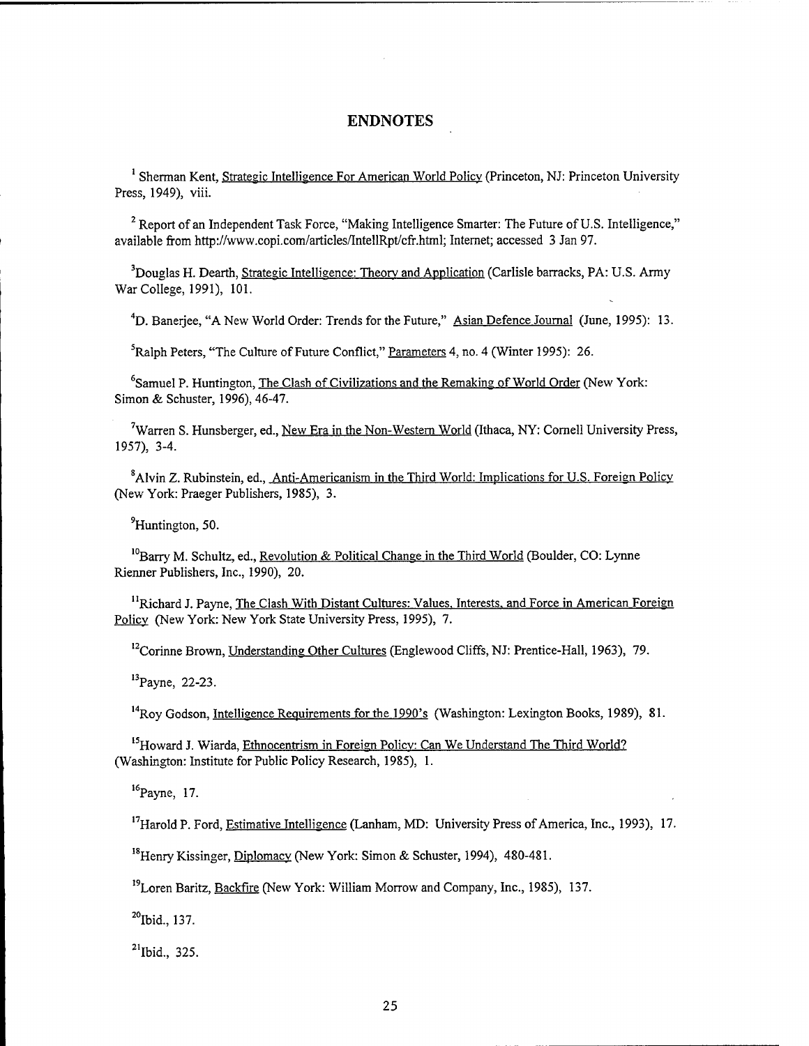# ENDNOTES

[1] Sherman Kent, Strategic Intelligence For American World Policy (Princeton, NJ: Princeton University Press, 1949), viii.

[2] Report of an Independent Task Force, "Making Intelligence Smarter: The Future of U.S. Intelligence," available from http://www.copi.com/articles/IntellRpt/cfr.html; Internet; accessed 3 Jan 97.

[3] Douglas H. Dearth, Strategic Intelligence: Theory and Application (Carlisle barracks, PA: U.S. Army War College, 1991), 101.

[4] D. Banerjee, "A New World Order: Trends for the Future," Asian Defence Journal (June, 1995): 13.

[5] Ralph Peters, "The Culture of Future Conflict," Parameters 4, no. 4 (Winter 1995): 26.

[6] Samuel P. Huntington, The Clash of Civilizations and the Remaking of World Order (New York: Simon & Schuster, 1996), 46-47.

[7] Warren S. Hunsberger, ed., New Era in the Non-Western World (Ithaca, NY: Cornell University Press, 1957), 3-4.

[8] Alvin Z. Rubinstein, ed., Anti-Americanism in the Third World: Implications for U.S. Foreign Policy (New York: Praeger Publishers, 1985), 3.

[9] Huntington, 50.

[10] Barry M. Schultz, ed., Revolution & Political Change in the Third World (Boulder, CO: Lynne Rienner Publishers, Inc., 1990), 20.

[11] Richard J. Payne, The Clash With Distant Cultures: Values, Interests, and Force in American Foreign Policy (New York: New York State University Press, 1995), 7.

[12] Corinne Brown, Understanding Other Cultures (Englewood Cliffs, NJ: Prentice-Hall, 1963), 79.

[13] Payne, 22-23.

[14] Roy Godson, Intelligence Requirements for the 1990's (Washington: Lexington Books, 1989), 81.

[15] Howard J. Wiarda, Ethnocentrism in Foreign Policy: Can We Understand The Third World? (Washington: Institute for Public Policy Research, 1985), 1.

[16] Payne, 17.

[17] Harold P. Ford, Estimative Intelligence (Lanham, MD: University Press of America, Inc., 1993), 17.

[18] Henry Kissinger, Diplomacy (New York: Simon & Schuster, 1994), 480-481.

[19] Loren Baritz, Backfire (New York: William Morrow and Company, Inc., 1985), 137.

[20] Ibid., 137.

[21] Ibid., 325.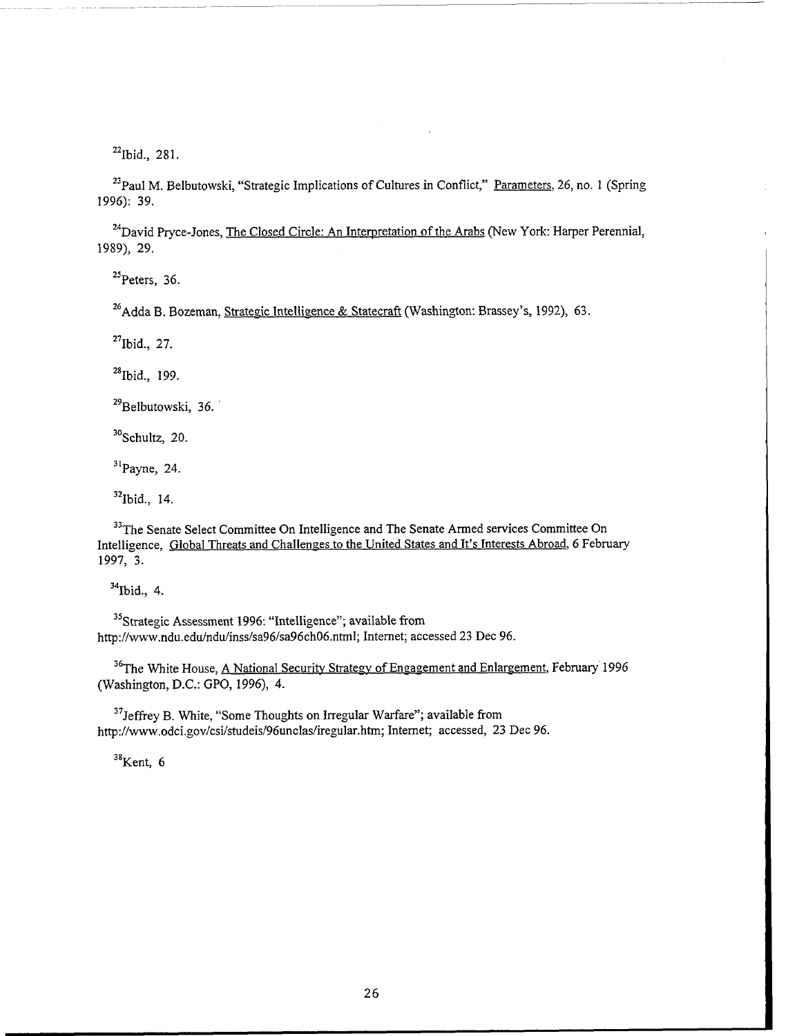[22]Ibid., 281.

[23]Paul M. Belbutowski, "Strategic Implications of Cultures in Conflict," Parameters, 26, no. 1 (Spring 1996): 39.

[24]David Pryce-Jones, The Closed Circle: An Interpretation of the Arabs (New York: Harper Perennial, 1989), 29.

[25]Peters, 36.

[26]Adda B. Bozeman, Strategic Intelligence & Statecraft (Washington: Brassey's, 1992), 63.

[27]Ibid., 27.

[28]Ibid., 199.

[29]Belbutowski, 36.

[30]Schultz, 20.

[31]Payne, 24.

[32]Ibid., 14.

[33]The Senate Select Committee On Intelligence and The Senate Armed services Committee On Intelligence, Global Threats and Challenges to the United States and It's Interests Abroad, 6 February 1997, 3.

[34]Ibid., 4.

[35]Strategic Assessment 1996: "Intelligence"; available from http://www.ndu.edu/ndu/inss/sa96/sa96ch06.ntml; Internet; accessed 23 Dec 96.

[36]The White House, A National Security Strategy of Engagement and Enlargement, February 1996 (Washington, D.C.: GPO, 1996), 4.

[37]Jeffrey B. White, "Some Thoughts on Irregular Warfare"; available from http://www.odci.gov/csi/studeis/96unclas/iregular.htm; Internet; accessed, 23 Dec 96.

[38]Kent, 6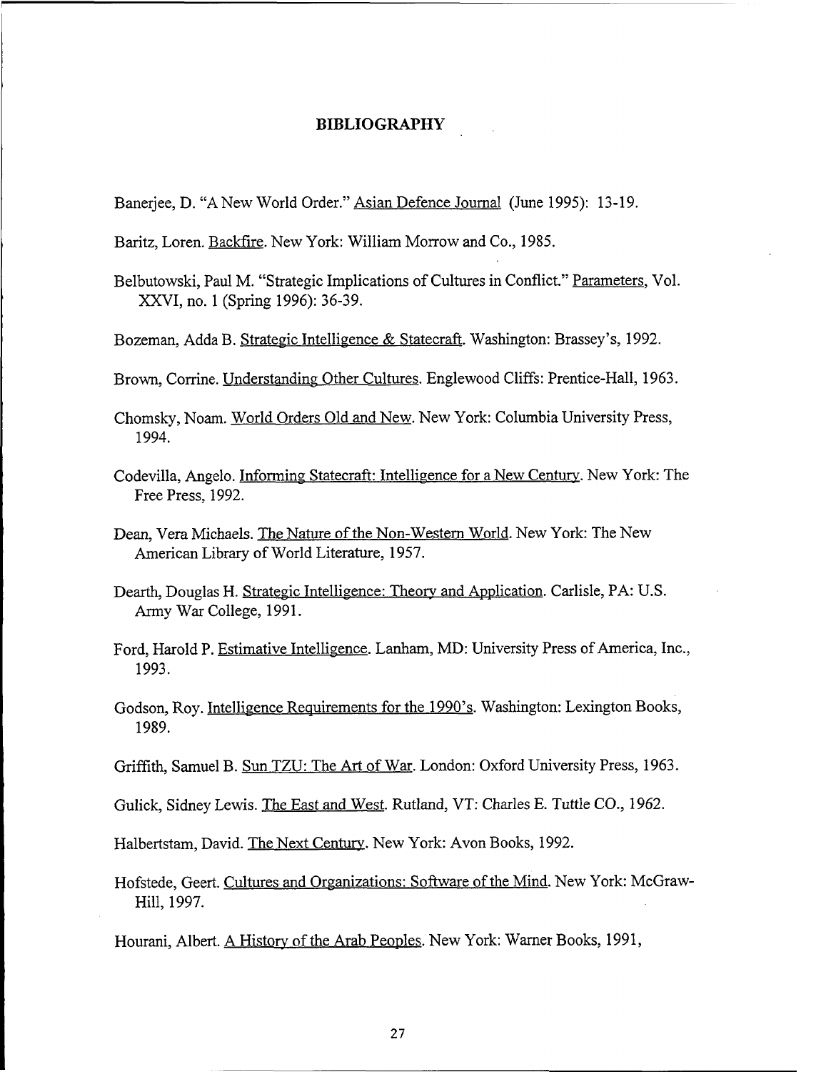# BIBLIOGRAPHY

Banerjee, D. "A New World Order." Asian Defence Journal (June 1995): 13-19.

Baritz, Loren. Backfire. New York: William Morrow and Co., 1985.

Belbutowski, Paul M. "Strategic Implications of Cultures in Conflict." Parameters, Vol. XXVI, no. 1 (Spring 1996): 36-39.

Bozeman, Adda B. Strategic Intelligence & Statecraft. Washington: Brassey's, 1992.

Brown, Corrine. Understanding Other Cultures. Englewood Cliffs: Prentice-Hall, 1963.

Chomsky, Noam. World Orders Old and New. New York: Columbia University Press, 1994.

Codevilla, Angelo. Informing Statecraft: Intelligence for a New Century. New York: The Free Press, 1992.

Dean, Vera Michaels. The Nature of the Non-Western World. New York: The New American Library of World Literature, 1957.

Dearth, Douglas H. Strategic Intelligence: Theory and Application. Carlisle, PA: U.S. Army War College, 1991.

Ford, Harold P. Estimative Intelligence. Lanham, MD: University Press of America, Inc., 1993.

Godson, Roy. Intelligence Requirements for the 1990's. Washington: Lexington Books, 1989.

Griffith, Samuel B. Sun TZU: The Art of War. London: Oxford University Press, 1963.

Gulick, Sidney Lewis. The East and West. Rutland, VT: Charles E. Tuttle CO., 1962.

Halbertstam, David. The Next Century. New York: Avon Books, 1992.

Hofstede, Geert. Cultures and Organizations: Software of the Mind. New York: McGraw-Hill, 1997.

Hourani, Albert. A History of the Arab Peoples. New York: Warner Books, 1991,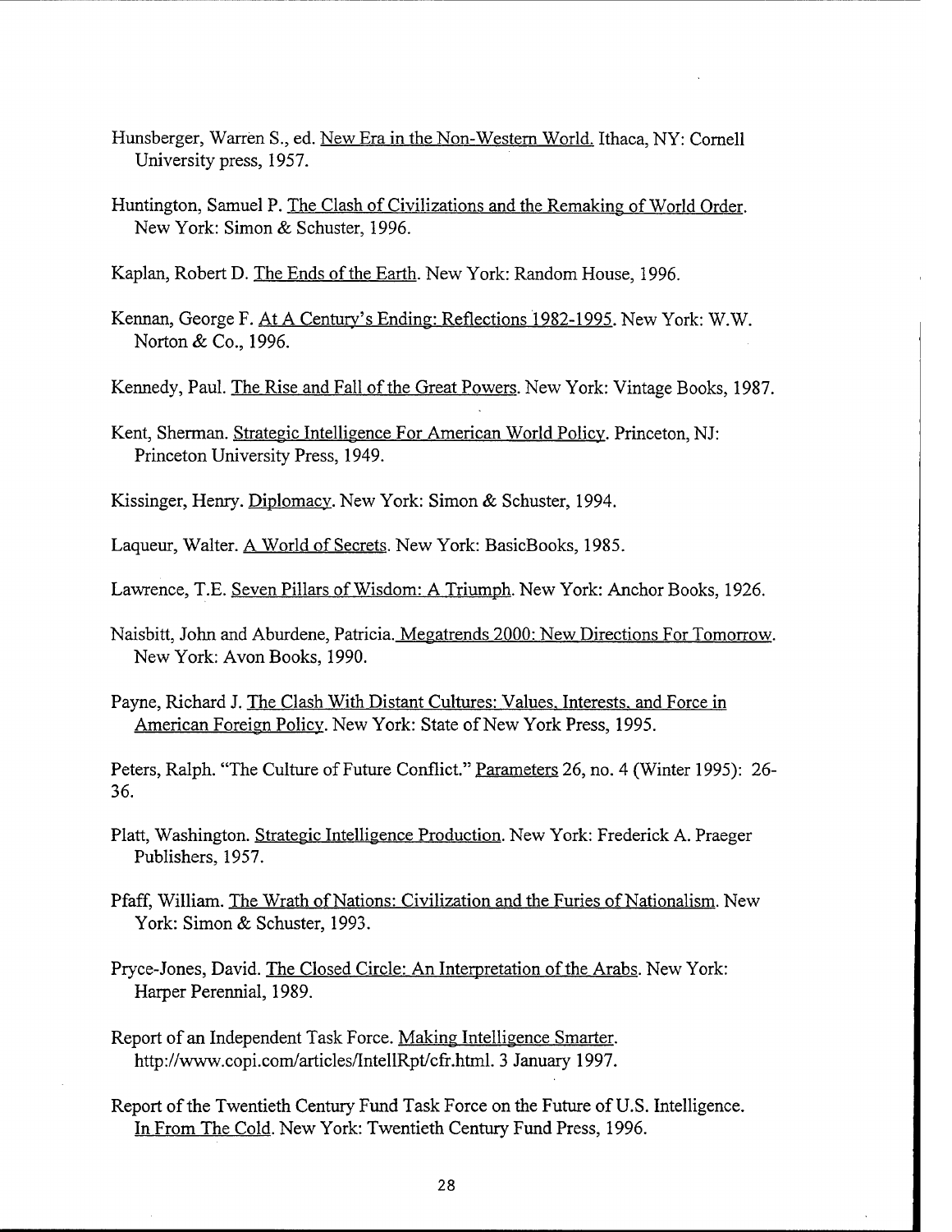Hunsberger, Warren S., ed. New Era in the Non-Western World. Ithaca, NY: Cornell University press, 1957.

Huntington, Samuel P. The Clash of Civilizations and the Remaking of World Order. New York: Simon & Schuster, 1996.

Kaplan, Robert D. The Ends of the Earth. New York: Random House, 1996.

Kennan, George F. At A Century's Ending: Reflections 1982-1995. New York: W.W. Norton & Co., 1996.

Kennedy, Paul. The Rise and Fall of the Great Powers. New York: Vintage Books, 1987.

Kent, Sherman. Strategic Intelligence For American World Policy. Princeton, NJ: Princeton University Press, 1949.

Kissinger, Henry. Diplomacy. New York: Simon & Schuster, 1994.

Laqueur, Walter. A World of Secrets. New York: BasicBooks, 1985.

Lawrence, T.E. Seven Pillars of Wisdom: A Triumph. New York: Anchor Books, 1926.

Naisbitt, John and Aburdene, Patricia. Megatrends 2000: New Directions For Tomorrow. New York: Avon Books, 1990.

Payne, Richard J. The Clash With Distant Cultures: Values, Interests, and Force in American Foreign Policy. New York: State of New York Press, 1995.

Peters, Ralph. "The Culture of Future Conflict." Parameters 26, no. 4 (Winter 1995): 26-36.

Platt, Washington. Strategic Intelligence Production. New York: Frederick A. Praeger Publishers, 1957.

Pfaff, William. The Wrath of Nations: Civilization and the Furies of Nationalism. New York: Simon & Schuster, 1993.

Pryce-Jones, David. The Closed Circle: An Interpretation of the Arabs. New York: Harper Perennial, 1989.

Report of an Independent Task Force. Making Intelligence Smarter. http://www.copi.com/articles/IntellRpt/cfr.html. 3 January 1997.

Report of the Twentieth Century Fund Task Force on the Future of U.S. Intelligence. In From The Cold. New York: Twentieth Century Fund Press, 1996.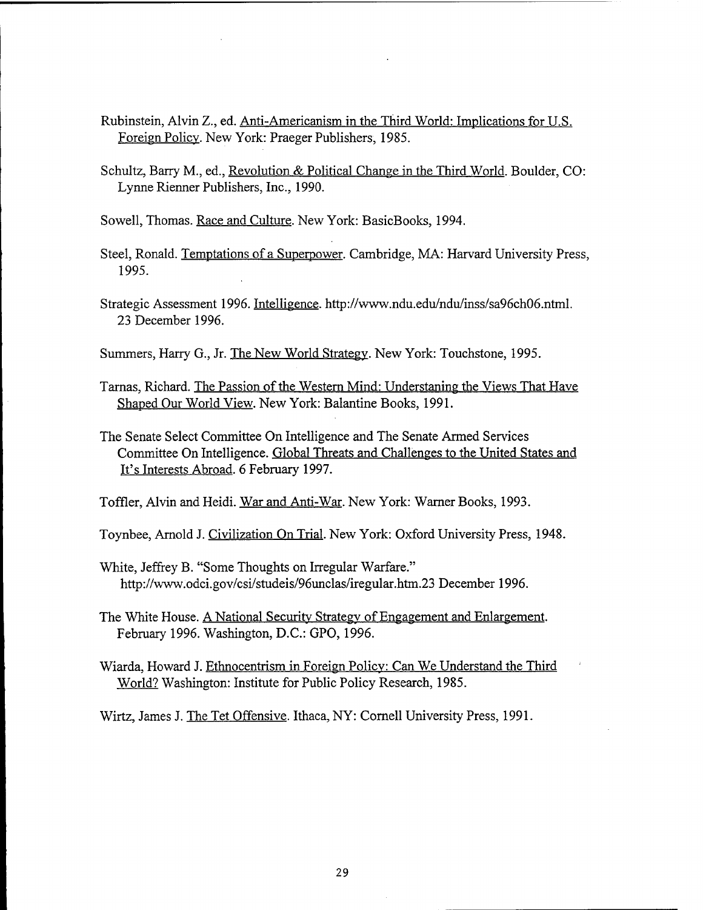Rubinstein, Alvin Z., ed. Anti-Americanism in the Third World: Implications for U.S. Foreign Policy. New York: Praeger Publishers, 1985.

Schultz, Barry M., ed., Revolution & Political Change in the Third World. Boulder, CO: Lynne Rienner Publishers, Inc., 1990.

Sowell, Thomas. Race and Culture. New York: BasicBooks, 1994.

Steel, Ronald. Temptations of a Superpower. Cambridge, MA: Harvard University Press, 1995.

Strategic Assessment 1996. Intelligence. http://www.ndu.edu/ndu/inss/sa96ch06.ntml. 23 December 1996.

Summers, Harry G., Jr. The New World Strategy. New York: Touchstone, 1995.

Tarnas, Richard. The Passion of the Western Mind: Understaning the Views That Have Shaped Our World View. New York: Balantine Books, 1991.

The Senate Select Committee On Intelligence and The Senate Armed Services Committee On Intelligence. Global Threats and Challenges to the United States and It's Interests Abroad. 6 February 1997.

Toffler, Alvin and Heidi. War and Anti-War. New York: Warner Books, 1993.

Toynbee, Arnold J. Civilization On Trial. New York: Oxford University Press, 1948.

White, Jeffrey B. "Some Thoughts on Irregular Warfare." http://www.odci.gov/csi/studeis/96unclas/iregular.htm.23 December 1996.

The White House. A National Security Strategy of Engagement and Enlargement. February 1996. Washington, D.C.: GPO, 1996.

Wiarda, Howard J. Ethnocentrism in Foreign Policy: Can We Understand the Third World? Washington: Institute for Public Policy Research, 1985.

Wirtz, James J. The Tet Offensive. Ithaca, NY: Cornell University Press, 1991.